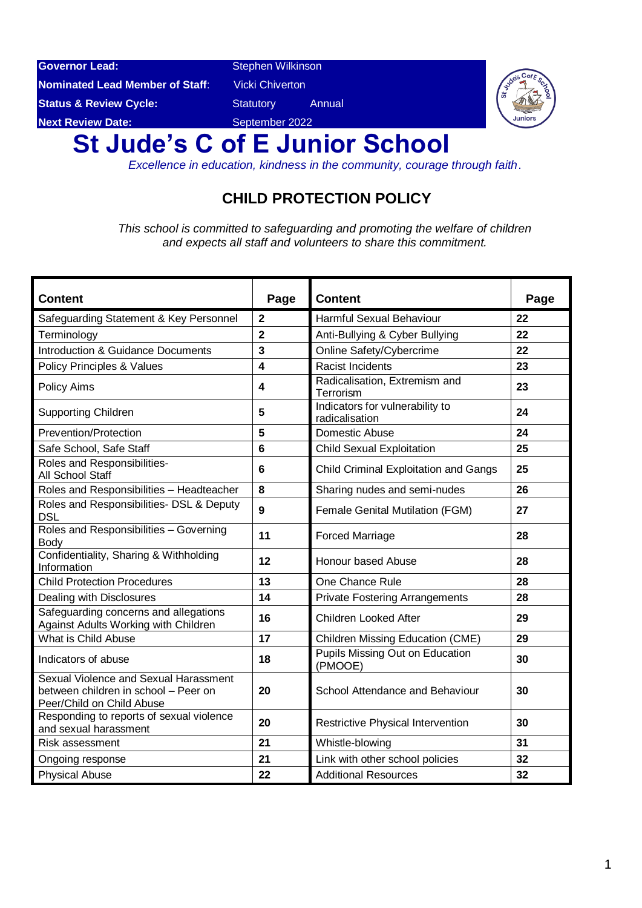**Governor Lead:** Stephen Wilkinson
**Nominated Lead Member of Staff:** Vicki Chiverton
**Status & Review Cycle:** Statutory Annual
**Next Review Date:** September 2022

# St Jude's C of E Junior School

*Excellence in education, kindness in the community, courage through faith.*

## CHILD PROTECTION POLICY

*This school is committed to safeguarding and promoting the welfare of children and expects all staff and volunteers to share this commitment.*

| Content | Page | Content | Page |
|---|---|---|---|
| Safeguarding Statement & Key Personnel | **2** | Harmful Sexual Behaviour | **22** |
| Terminology | **2** | Anti-Bullying & Cyber Bullying | **22** |
| Introduction & Guidance Documents | **3** | Online Safety/Cybercrime | **22** |
| Policy Principles & Values | **4** | Racist Incidents | **23** |
| Policy Aims | **4** | Radicalisation, Extremism and Terrorism | **23** |
| Supporting Children | **5** | Indicators for vulnerability to radicalisation | **24** |
| Prevention/Protection | **5** | Domestic Abuse | **24** |
| Safe School, Safe Staff | **6** | Child Sexual Exploitation | **25** |
| Roles and Responsibilities- All School Staff | **6** | Child Criminal Exploitation and Gangs | **25** |
| Roles and Responsibilities – Headteacher | **8** | Sharing nudes and semi-nudes | **26** |
| Roles and Responsibilities- DSL & Deputy DSL | **9** | Female Genital Mutilation (FGM) | **27** |
| Roles and Responsibilities – Governing Body | **11** | Forced Marriage | **28** |
| Confidentiality, Sharing & Withholding Information | **12** | Honour based Abuse | **28** |
| Child Protection Procedures | **13** | One Chance Rule | **28** |
| Dealing with Disclosures | **14** | Private Fostering Arrangements | **28** |
| Safeguarding concerns and allegations Against Adults Working with Children | **16** | Children Looked After | **29** |
| What is Child Abuse | **17** | Children Missing Education (CME) | **29** |
| Indicators of abuse | **18** | Pupils Missing Out on Education (PMOOE) | **30** |
| Sexual Violence and Sexual Harassment between children in school – Peer on Peer/Child on Child Abuse | **20** | School Attendance and Behaviour | **30** |
| Responding to reports of sexual violence and sexual harassment | **20** | Restrictive Physical Intervention | **30** |
| Risk assessment | **21** | Whistle-blowing | **31** |
| Ongoing response | **21** | Link with other school policies | **32** |
| Physical Abuse | **22** | Additional Resources | **32** |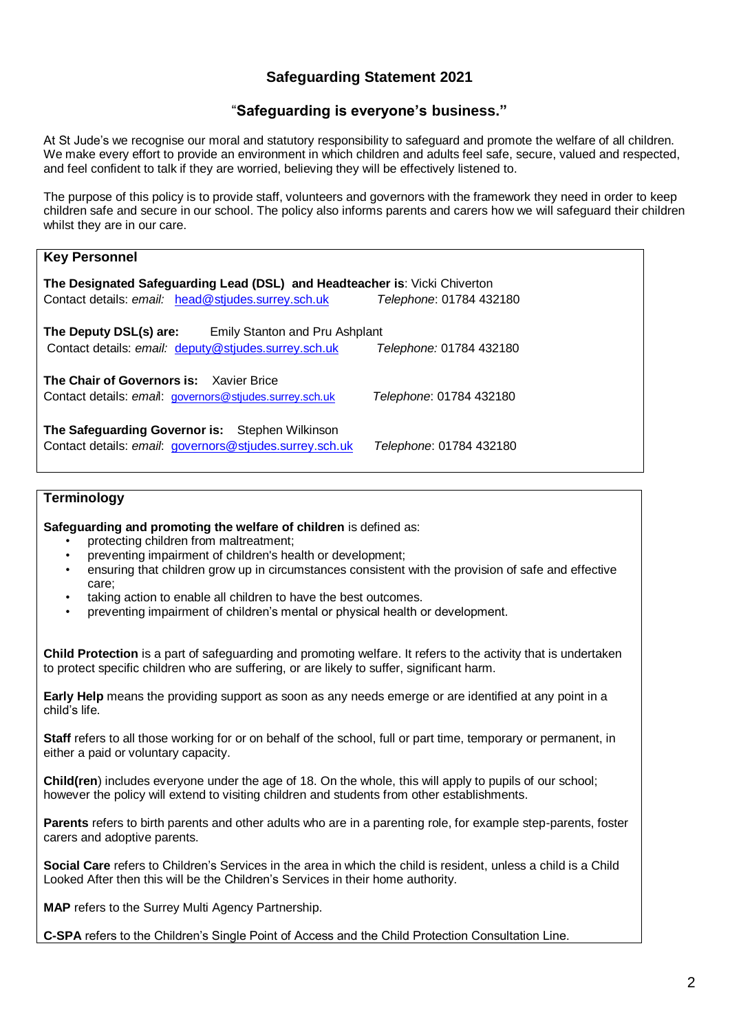# Safeguarding Statement 2021

## "Safeguarding is everyone's business."

At St Jude's we recognise our moral and statutory responsibility to safeguard and promote the welfare of all children. We make every effort to provide an environment in which children and adults feel safe, secure, valued and respected, and feel confident to talk if they are worried, believing they will be effectively listened to.

The purpose of this policy is to provide staff, volunteers and governors with the framework they need in order to keep children safe and secure in our school. The policy also informs parents and carers how we will safeguard their children whilst they are in our care.

### Key Personnel

**The Designated Safeguarding Lead (DSL) and Headteacher is**: Vicki Chiverton
Contact details: *email:* head@stjudes.surrey.sch.uk *Telephone*: 01784 432180

**The Deputy DSL(s) are:** Emily Stanton and Pru Ashplant
Contact details: *email:* deputy@stjudes.surrey.sch.uk *Telephone:* 01784 432180

**The Chair of Governors is:** Xavier Brice
Contact details: *email*: governors@stjudes.surrey.sch.uk *Telephone*: 01784 432180

**The Safeguarding Governor is:** Stephen Wilkinson
Contact details: *email*: governors@stjudes.surrey.sch.uk *Telephone*: 01784 432180

### Terminology

**Safeguarding and promoting the welfare of children** is defined as:

- protecting children from maltreatment;
- preventing impairment of children's health or development;
- ensuring that children grow up in circumstances consistent with the provision of safe and effective care;
- taking action to enable all children to have the best outcomes.
- preventing impairment of children's mental or physical health or development.

**Child Protection** is a part of safeguarding and promoting welfare. It refers to the activity that is undertaken to protect specific children who are suffering, or are likely to suffer, significant harm.

**Early Help** means the providing support as soon as any needs emerge or are identified at any point in a child's life.

**Staff** refers to all those working for or on behalf of the school, full or part time, temporary or permanent, in either a paid or voluntary capacity.

**Child(ren**) includes everyone under the age of 18. On the whole, this will apply to pupils of our school; however the policy will extend to visiting children and students from other establishments.

**Parents** refers to birth parents and other adults who are in a parenting role, for example step-parents, foster carers and adoptive parents.

**Social Care** refers to Children's Services in the area in which the child is resident, unless a child is a Child Looked After then this will be the Children's Services in their home authority.

**MAP** refers to the Surrey Multi Agency Partnership.

**C-SPA** refers to the Children's Single Point of Access and the Child Protection Consultation Line.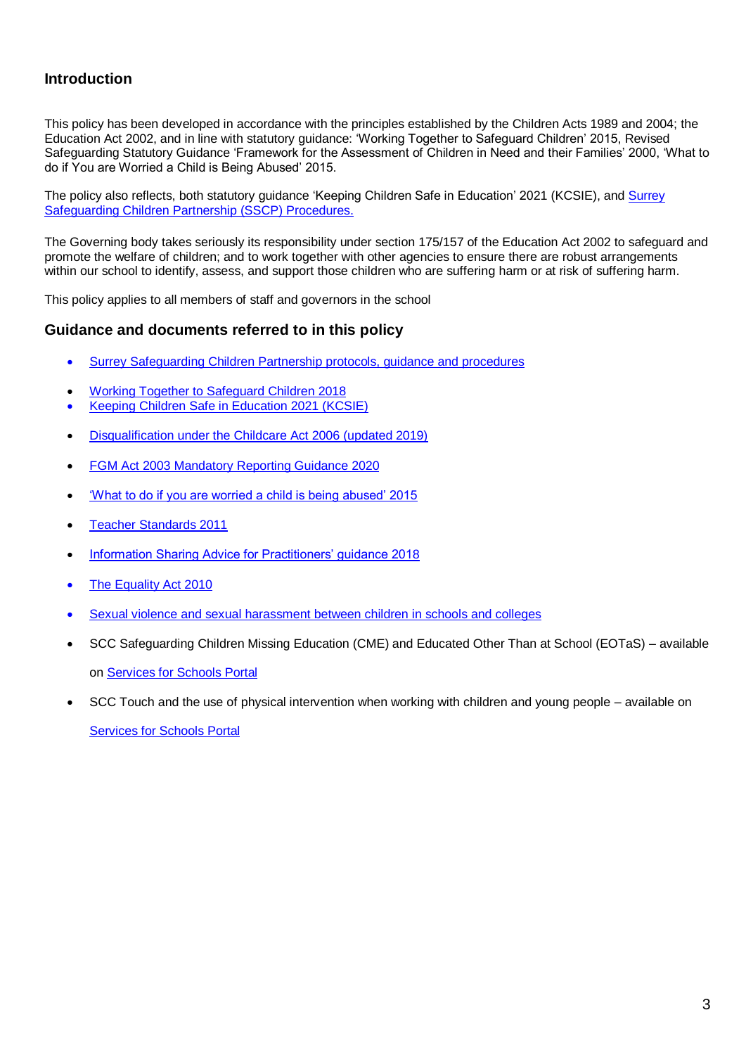## Introduction

This policy has been developed in accordance with the principles established by the Children Acts 1989 and 2004; the Education Act 2002, and in line with statutory guidance: 'Working Together to Safeguard Children' 2015, Revised Safeguarding Statutory Guidance 'Framework for the Assessment of Children in Need and their Families' 2000, 'What to do if You are Worried a Child is Being Abused' 2015.

The policy also reflects, both statutory guidance 'Keeping Children Safe in Education' 2021 (KCSIE), and Surrey Safeguarding Children Partnership (SSCP) Procedures.

The Governing body takes seriously its responsibility under section 175/157 of the Education Act 2002 to safeguard and promote the welfare of children; and to work together with other agencies to ensure there are robust arrangements within our school to identify, assess, and support those children who are suffering harm or at risk of suffering harm.

This policy applies to all members of staff and governors in the school

## Guidance and documents referred to in this policy

- Surrey Safeguarding Children Partnership protocols, guidance and procedures
- Working Together to Safeguard Children 2018
- Keeping Children Safe in Education 2021 (KCSIE)
- Disqualification under the Childcare Act 2006 (updated 2019)
- FGM Act 2003 Mandatory Reporting Guidance 2020
- 'What to do if you are worried a child is being abused' 2015
- Teacher Standards 2011
- Information Sharing Advice for Practitioners' guidance 2018
- The Equality Act 2010
- Sexual violence and sexual harassment between children in schools and colleges
- SCC Safeguarding Children Missing Education (CME) and Educated Other Than at School (EOTaS) – available on Services for Schools Portal
- SCC Touch and the use of physical intervention when working with children and young people – available on Services for Schools Portal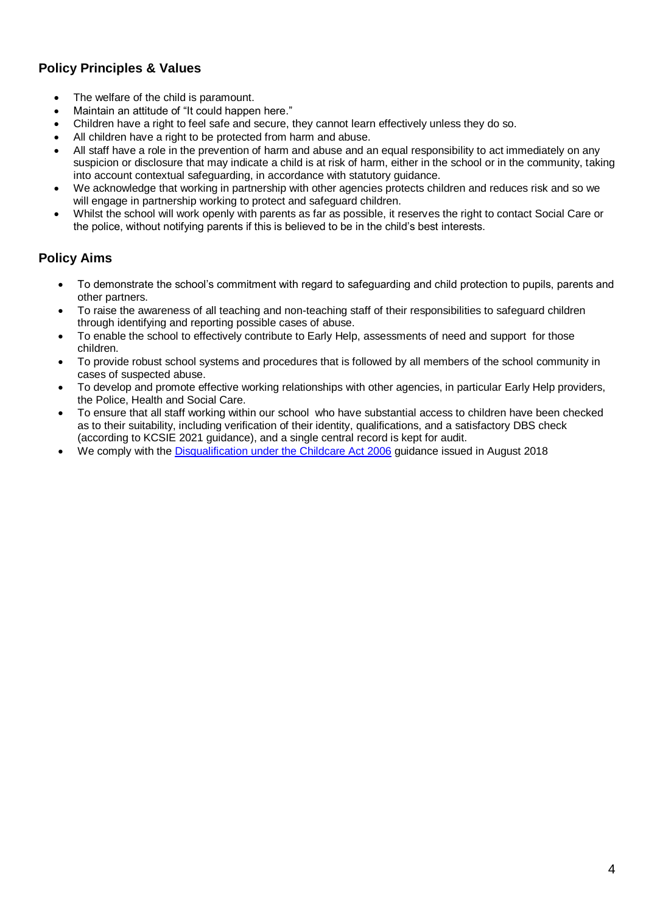## Policy Principles & Values

- The welfare of the child is paramount.
- Maintain an attitude of "It could happen here."
- Children have a right to feel safe and secure, they cannot learn effectively unless they do so.
- All children have a right to be protected from harm and abuse.
- All staff have a role in the prevention of harm and abuse and an equal responsibility to act immediately on any suspicion or disclosure that may indicate a child is at risk of harm, either in the school or in the community, taking into account contextual safeguarding, in accordance with statutory guidance.
- We acknowledge that working in partnership with other agencies protects children and reduces risk and so we will engage in partnership working to protect and safeguard children.
- Whilst the school will work openly with parents as far as possible, it reserves the right to contact Social Care or the police, without notifying parents if this is believed to be in the child's best interests.

## Policy Aims

- To demonstrate the school's commitment with regard to safeguarding and child protection to pupils, parents and other partners.
- To raise the awareness of all teaching and non-teaching staff of their responsibilities to safeguard children through identifying and reporting possible cases of abuse.
- To enable the school to effectively contribute to Early Help, assessments of need and support for those children.
- To provide robust school systems and procedures that is followed by all members of the school community in cases of suspected abuse.
- To develop and promote effective working relationships with other agencies, in particular Early Help providers, the Police, Health and Social Care.
- To ensure that all staff working within our school who have substantial access to children have been checked as to their suitability, including verification of their identity, qualifications, and a satisfactory DBS check (according to KCSIE 2021 guidance), and a single central record is kept for audit.
- We comply with the [Disqualification under the Childcare Act 2006] guidance issued in August 2018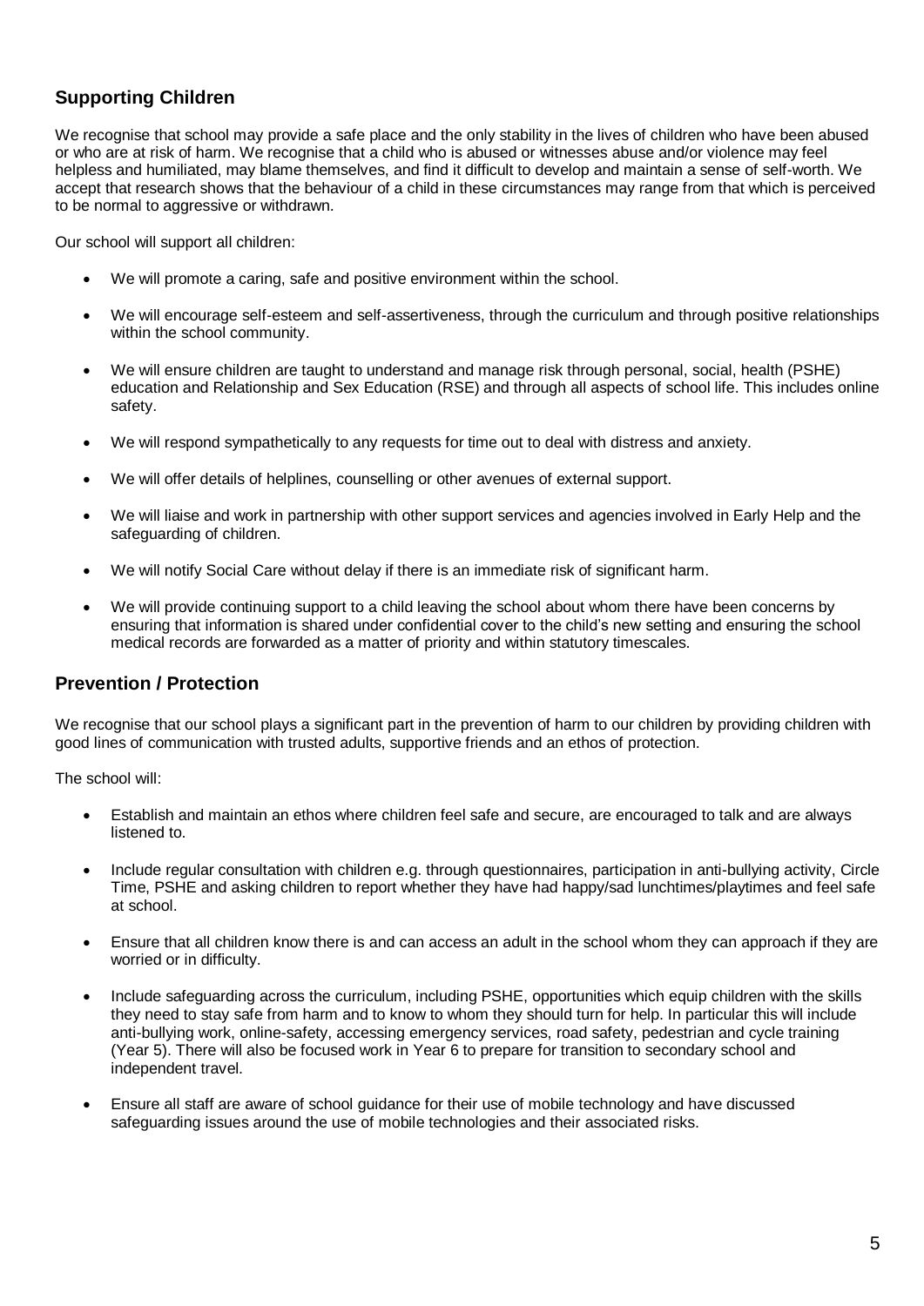## Supporting Children

We recognise that school may provide a safe place and the only stability in the lives of children who have been abused or who are at risk of harm. We recognise that a child who is abused or witnesses abuse and/or violence may feel helpless and humiliated, may blame themselves, and find it difficult to develop and maintain a sense of self-worth. We accept that research shows that the behaviour of a child in these circumstances may range from that which is perceived to be normal to aggressive or withdrawn.

Our school will support all children:

- We will promote a caring, safe and positive environment within the school.
- We will encourage self-esteem and self-assertiveness, through the curriculum and through positive relationships within the school community.
- We will ensure children are taught to understand and manage risk through personal, social, health (PSHE) education and Relationship and Sex Education (RSE) and through all aspects of school life. This includes online safety.
- We will respond sympathetically to any requests for time out to deal with distress and anxiety.
- We will offer details of helplines, counselling or other avenues of external support.
- We will liaise and work in partnership with other support services and agencies involved in Early Help and the safeguarding of children.
- We will notify Social Care without delay if there is an immediate risk of significant harm.
- We will provide continuing support to a child leaving the school about whom there have been concerns by ensuring that information is shared under confidential cover to the child's new setting and ensuring the school medical records are forwarded as a matter of priority and within statutory timescales.

## Prevention / Protection

We recognise that our school plays a significant part in the prevention of harm to our children by providing children with good lines of communication with trusted adults, supportive friends and an ethos of protection.

The school will:

- Establish and maintain an ethos where children feel safe and secure, are encouraged to talk and are always listened to.
- Include regular consultation with children e.g. through questionnaires, participation in anti-bullying activity, Circle Time, PSHE and asking children to report whether they have had happy/sad lunchtimes/playtimes and feel safe at school.
- Ensure that all children know there is and can access an adult in the school whom they can approach if they are worried or in difficulty.
- Include safeguarding across the curriculum, including PSHE, opportunities which equip children with the skills they need to stay safe from harm and to know to whom they should turn for help. In particular this will include anti-bullying work, online-safety, accessing emergency services, road safety, pedestrian and cycle training (Year 5). There will also be focused work in Year 6 to prepare for transition to secondary school and independent travel.
- Ensure all staff are aware of school guidance for their use of mobile technology and have discussed safeguarding issues around the use of mobile technologies and their associated risks.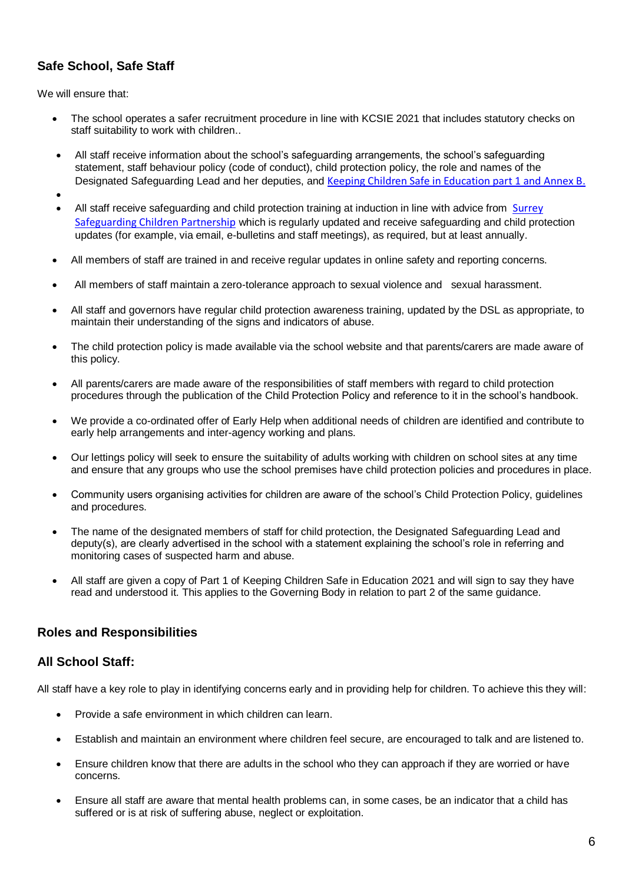## Safe School, Safe Staff

We will ensure that:

- The school operates a safer recruitment procedure in line with KCSIE 2021 that includes statutory checks on staff suitability to work with children..
- All staff receive information about the school's safeguarding arrangements, the school's safeguarding statement, staff behaviour policy (code of conduct), child protection policy, the role and names of the Designated Safeguarding Lead and her deputies, and Keeping Children Safe in Education part 1 and Annex B.
- All staff receive safeguarding and child protection training at induction in line with advice from Surrey Safeguarding Children Partnership which is regularly updated and receive safeguarding and child protection updates (for example, via email, e-bulletins and staff meetings), as required, but at least annually.
- All members of staff are trained in and receive regular updates in online safety and reporting concerns.
- All members of staff maintain a zero-tolerance approach to sexual violence and sexual harassment.
- All staff and governors have regular child protection awareness training, updated by the DSL as appropriate, to maintain their understanding of the signs and indicators of abuse.
- The child protection policy is made available via the school website and that parents/carers are made aware of this policy.
- All parents/carers are made aware of the responsibilities of staff members with regard to child protection procedures through the publication of the Child Protection Policy and reference to it in the school's handbook.
- We provide a co-ordinated offer of Early Help when additional needs of children are identified and contribute to early help arrangements and inter-agency working and plans.
- Our lettings policy will seek to ensure the suitability of adults working with children on school sites at any time and ensure that any groups who use the school premises have child protection policies and procedures in place.
- Community users organising activities for children are aware of the school's Child Protection Policy, guidelines and procedures.
- The name of the designated members of staff for child protection, the Designated Safeguarding Lead and deputy(s), are clearly advertised in the school with a statement explaining the school's role in referring and monitoring cases of suspected harm and abuse.
- All staff are given a copy of Part 1 of Keeping Children Safe in Education 2021 and will sign to say they have read and understood it. This applies to the Governing Body in relation to part 2 of the same guidance.

## Roles and Responsibilities

### All School Staff:

All staff have a key role to play in identifying concerns early and in providing help for children. To achieve this they will:

- Provide a safe environment in which children can learn.
- Establish and maintain an environment where children feel secure, are encouraged to talk and are listened to.
- Ensure children know that there are adults in the school who they can approach if they are worried or have concerns.
- Ensure all staff are aware that mental health problems can, in some cases, be an indicator that a child has suffered or is at risk of suffering abuse, neglect or exploitation.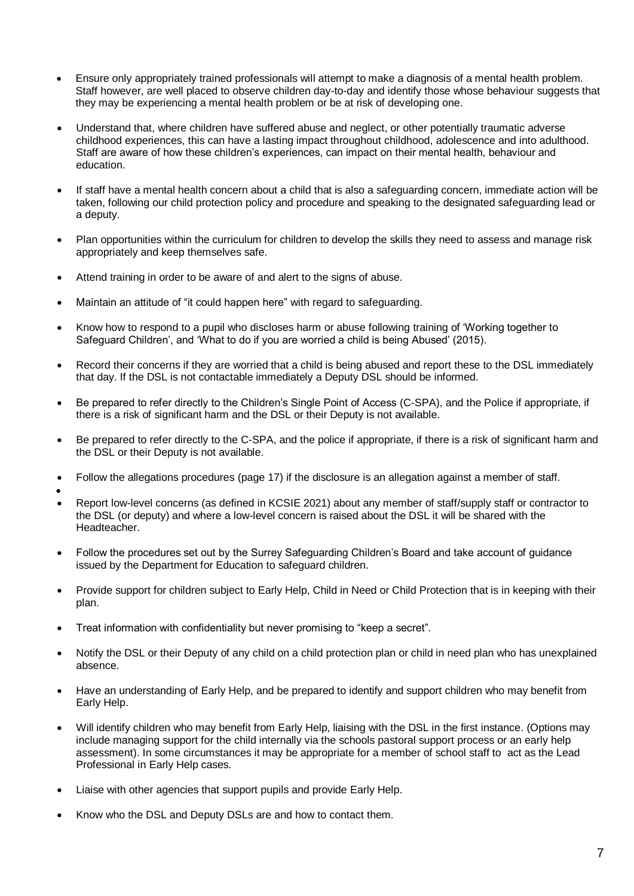- Ensure only appropriately trained professionals will attempt to make a diagnosis of a mental health problem. Staff however, are well placed to observe children day-to-day and identify those whose behaviour suggests that they may be experiencing a mental health problem or be at risk of developing one.

- Understand that, where children have suffered abuse and neglect, or other potentially traumatic adverse childhood experiences, this can have a lasting impact throughout childhood, adolescence and into adulthood. Staff are aware of how these children's experiences, can impact on their mental health, behaviour and education.

- If staff have a mental health concern about a child that is also a safeguarding concern, immediate action will be taken, following our child protection policy and procedure and speaking to the designated safeguarding lead or a deputy.

- Plan opportunities within the curriculum for children to develop the skills they need to assess and manage risk appropriately and keep themselves safe.

- Attend training in order to be aware of and alert to the signs of abuse.

- Maintain an attitude of "it could happen here" with regard to safeguarding.

- Know how to respond to a pupil who discloses harm or abuse following training of 'Working together to Safeguard Children', and 'What to do if you are worried a child is being Abused' (2015).

- Record their concerns if they are worried that a child is being abused and report these to the DSL immediately that day. If the DSL is not contactable immediately a Deputy DSL should be informed.

- Be prepared to refer directly to the Children's Single Point of Access (C-SPA), and the Police if appropriate, if there is a risk of significant harm and the DSL or their Deputy is not available.

- Be prepared to refer directly to the C-SPA, and the police if appropriate, if there is a risk of significant harm and the DSL or their Deputy is not available.

- Follow the allegations procedures (page 17) if the disclosure is an allegation against a member of staff.

- Report low-level concerns (as defined in KCSIE 2021) about any member of staff/supply staff or contractor to the DSL (or deputy) and where a low-level concern is raised about the DSL it will be shared with the Headteacher.

- Follow the procedures set out by the Surrey Safeguarding Children's Board and take account of guidance issued by the Department for Education to safeguard children.

- Provide support for children subject to Early Help, Child in Need or Child Protection that is in keeping with their plan.

- Treat information with confidentiality but never promising to "keep a secret".

- Notify the DSL or their Deputy of any child on a child protection plan or child in need plan who has unexplained absence.

- Have an understanding of Early Help, and be prepared to identify and support children who may benefit from Early Help.

- Will identify children who may benefit from Early Help, liaising with the DSL in the first instance. (Options may include managing support for the child internally via the schools pastoral support process or an early help assessment). In some circumstances it may be appropriate for a member of school staff to act as the Lead Professional in Early Help cases.

- Liaise with other agencies that support pupils and provide Early Help.

- Know who the DSL and Deputy DSLs are and how to contact them.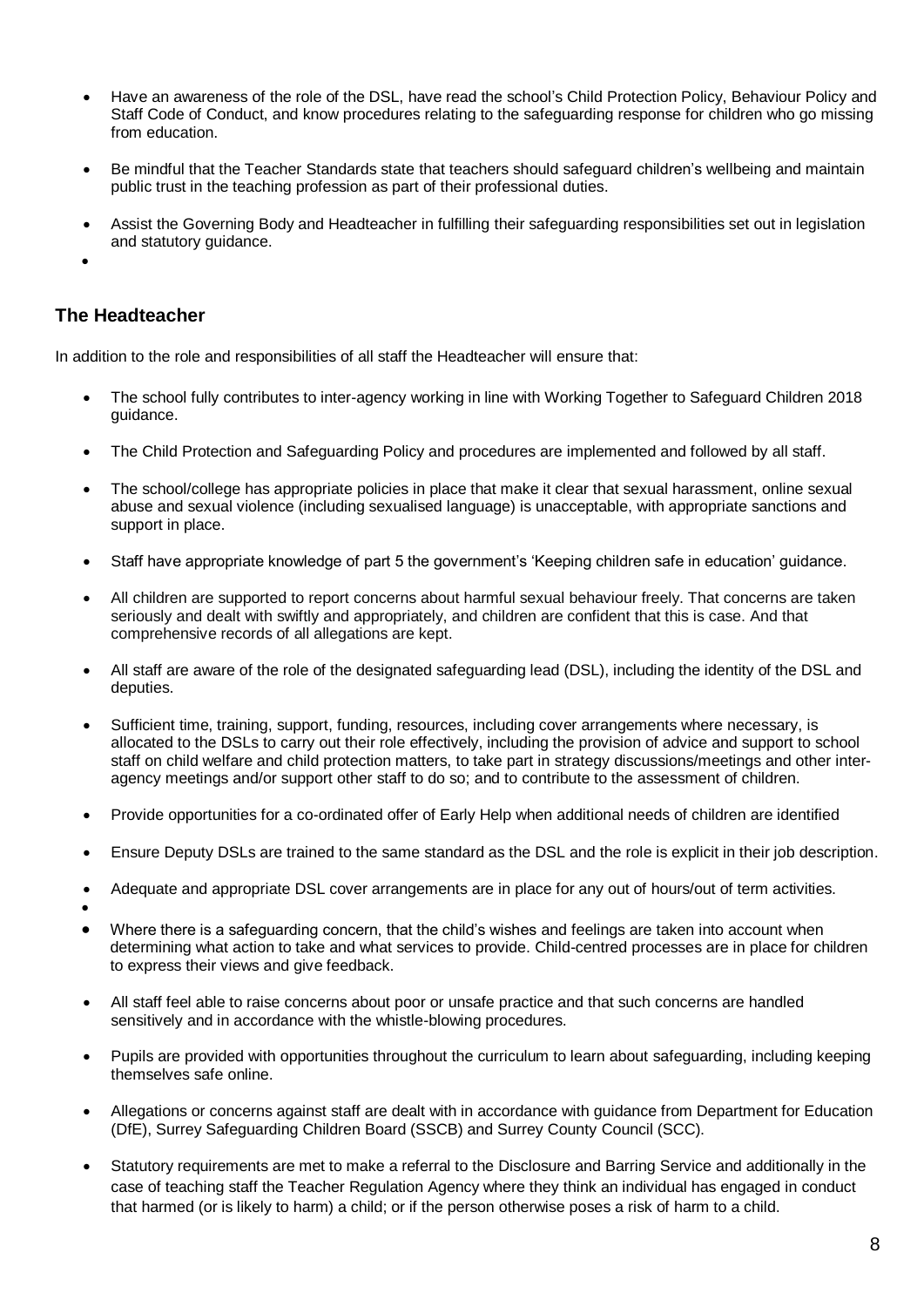- Have an awareness of the role of the DSL, have read the school's Child Protection Policy, Behaviour Policy and Staff Code of Conduct, and know procedures relating to the safeguarding response for children who go missing from education.
- Be mindful that the Teacher Standards state that teachers should safeguard children's wellbeing and maintain public trust in the teaching profession as part of their professional duties.
- Assist the Governing Body and Headteacher in fulfilling their safeguarding responsibilities set out in legislation and statutory guidance.

### The Headteacher

In addition to the role and responsibilities of all staff the Headteacher will ensure that:

- The school fully contributes to inter-agency working in line with Working Together to Safeguard Children 2018 guidance.
- The Child Protection and Safeguarding Policy and procedures are implemented and followed by all staff.
- The school/college has appropriate policies in place that make it clear that sexual harassment, online sexual abuse and sexual violence (including sexualised language) is unacceptable, with appropriate sanctions and support in place.
- Staff have appropriate knowledge of part 5 the government's 'Keeping children safe in education' guidance.
- All children are supported to report concerns about harmful sexual behaviour freely. That concerns are taken seriously and dealt with swiftly and appropriately, and children are confident that this is case. And that comprehensive records of all allegations are kept.
- All staff are aware of the role of the designated safeguarding lead (DSL), including the identity of the DSL and deputies.
- Sufficient time, training, support, funding, resources, including cover arrangements where necessary, is allocated to the DSLs to carry out their role effectively, including the provision of advice and support to school staff on child welfare and child protection matters, to take part in strategy discussions/meetings and other inter-agency meetings and/or support other staff to do so; and to contribute to the assessment of children.
- Provide opportunities for a co-ordinated offer of Early Help when additional needs of children are identified
- Ensure Deputy DSLs are trained to the same standard as the DSL and the role is explicit in their job description.
- Adequate and appropriate DSL cover arrangements are in place for any out of hours/out of term activities.
- Where there is a safeguarding concern, that the child's wishes and feelings are taken into account when determining what action to take and what services to provide. Child-centred processes are in place for children to express their views and give feedback.
- All staff feel able to raise concerns about poor or unsafe practice and that such concerns are handled sensitively and in accordance with the whistle-blowing procedures.
- Pupils are provided with opportunities throughout the curriculum to learn about safeguarding, including keeping themselves safe online.
- Allegations or concerns against staff are dealt with in accordance with guidance from Department for Education (DfE), Surrey Safeguarding Children Board (SSCB) and Surrey County Council (SCC).
- Statutory requirements are met to make a referral to the Disclosure and Barring Service and additionally in the case of teaching staff the Teacher Regulation Agency where they think an individual has engaged in conduct that harmed (or is likely to harm) a child; or if the person otherwise poses a risk of harm to a child.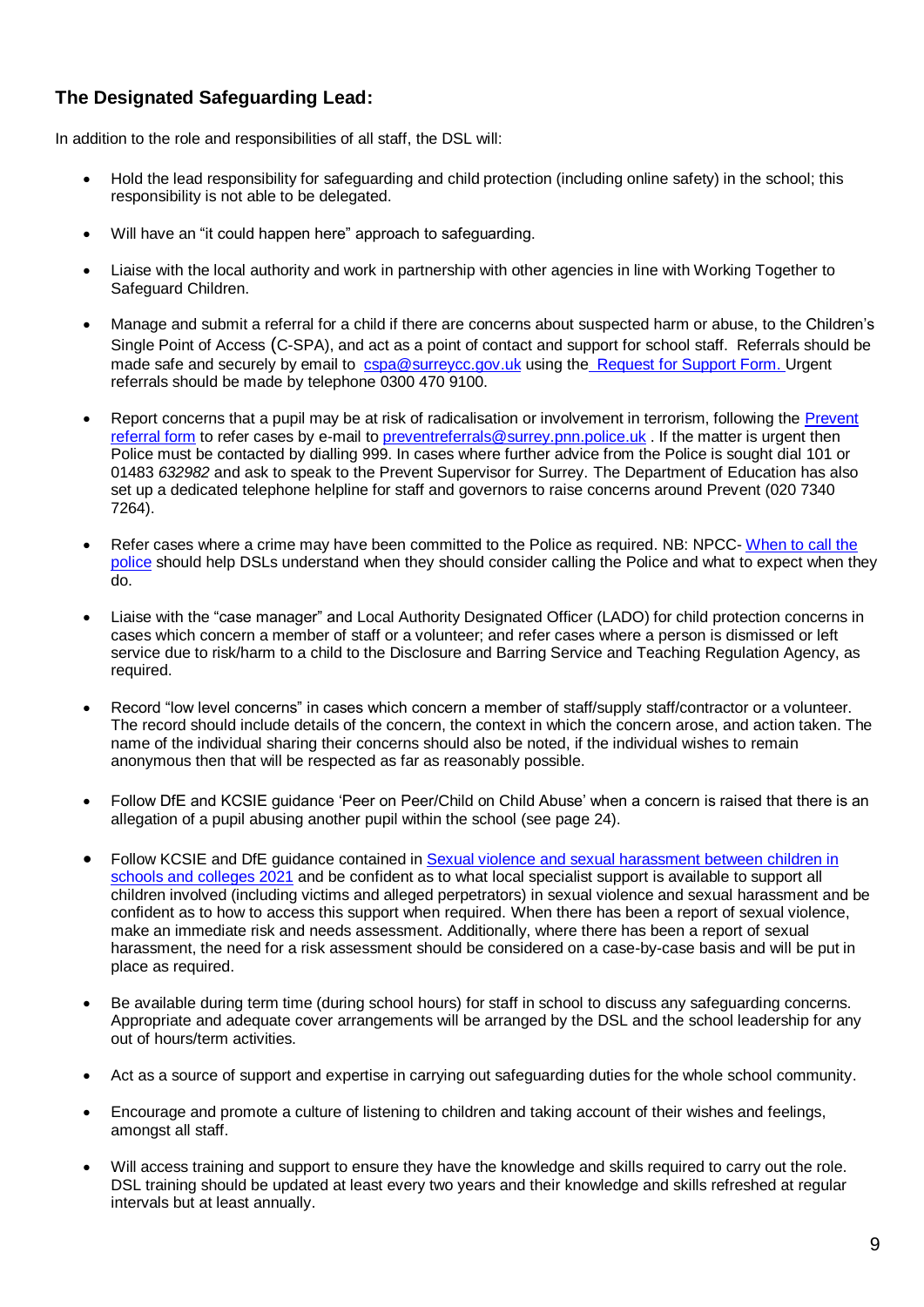## The Designated Safeguarding Lead:

In addition to the role and responsibilities of all staff, the DSL will:

- Hold the lead responsibility for safeguarding and child protection (including online safety) in the school; this responsibility is not able to be delegated.

- Will have an "it could happen here" approach to safeguarding.

- Liaise with the local authority and work in partnership with other agencies in line with Working Together to Safeguard Children.

- Manage and submit a referral for a child if there are concerns about suspected harm or abuse, to the Children's Single Point of Access (C-SPA), and act as a point of contact and support for school staff. Referrals should be made safe and securely by email to cspa@surreycc.gov.uk using the Request for Support Form. Urgent referrals should be made by telephone 0300 470 9100.

- Report concerns that a pupil may be at risk of radicalisation or involvement in terrorism, following the Prevent referral form to refer cases by e-mail to preventreferrals@surrey.pnn.police.uk . If the matter is urgent then Police must be contacted by dialling 999. In cases where further advice from the Police is sought dial 101 or 01483 *632982* and ask to speak to the Prevent Supervisor for Surrey. The Department of Education has also set up a dedicated telephone helpline for staff and governors to raise concerns around Prevent (020 7340 7264).

- Refer cases where a crime may have been committed to the Police as required. NB: NPCC- When to call the police should help DSLs understand when they should consider calling the Police and what to expect when they do.

- Liaise with the "case manager" and Local Authority Designated Officer (LADO) for child protection concerns in cases which concern a member of staff or a volunteer; and refer cases where a person is dismissed or left service due to risk/harm to a child to the Disclosure and Barring Service and Teaching Regulation Agency, as required.

- Record "low level concerns" in cases which concern a member of staff/supply staff/contractor or a volunteer. The record should include details of the concern, the context in which the concern arose, and action taken. The name of the individual sharing their concerns should also be noted, if the individual wishes to remain anonymous then that will be respected as far as reasonably possible.

- Follow DfE and KCSIE guidance 'Peer on Peer/Child on Child Abuse' when a concern is raised that there is an allegation of a pupil abusing another pupil within the school (see page 24).

- Follow KCSIE and DfE guidance contained in Sexual violence and sexual harassment between children in schools and colleges 2021 and be confident as to what local specialist support is available to support all children involved (including victims and alleged perpetrators) in sexual violence and sexual harassment and be confident as to how to access this support when required. When there has been a report of sexual violence, make an immediate risk and needs assessment. Additionally, where there has been a report of sexual harassment, the need for a risk assessment should be considered on a case-by-case basis and will be put in place as required.

- Be available during term time (during school hours) for staff in school to discuss any safeguarding concerns. Appropriate and adequate cover arrangements will be arranged by the DSL and the school leadership for any out of hours/term activities.

- Act as a source of support and expertise in carrying out safeguarding duties for the whole school community.

- Encourage and promote a culture of listening to children and taking account of their wishes and feelings, amongst all staff.

- Will access training and support to ensure they have the knowledge and skills required to carry out the role. DSL training should be updated at least every two years and their knowledge and skills refreshed at regular intervals but at least annually.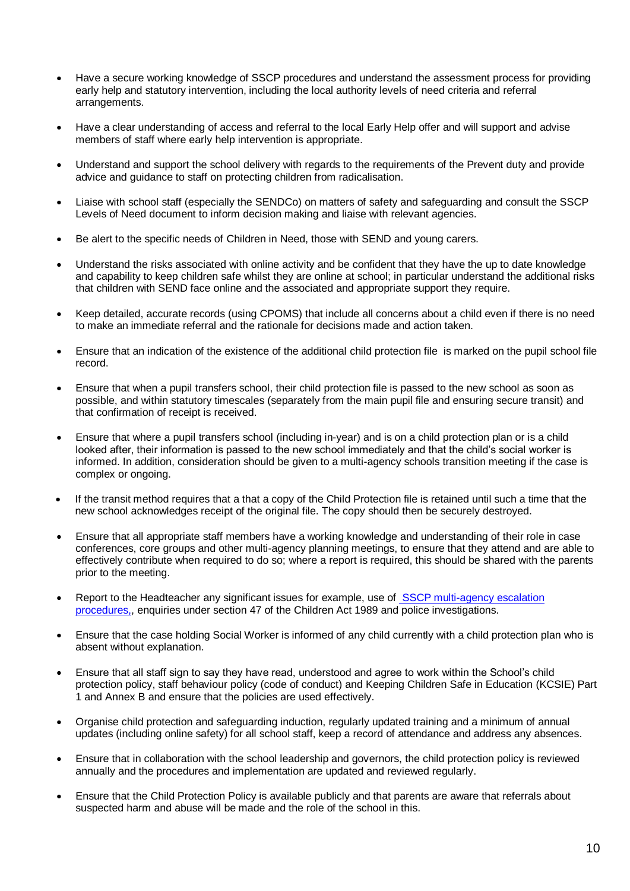- Have a secure working knowledge of SSCP procedures and understand the assessment process for providing early help and statutory intervention, including the local authority levels of need criteria and referral arrangements.

- Have a clear understanding of access and referral to the local Early Help offer and will support and advise members of staff where early help intervention is appropriate.

- Understand and support the school delivery with regards to the requirements of the Prevent duty and provide advice and guidance to staff on protecting children from radicalisation.

- Liaise with school staff (especially the SENDCo) on matters of safety and safeguarding and consult the SSCP Levels of Need document to inform decision making and liaise with relevant agencies.

- Be alert to the specific needs of Children in Need, those with SEND and young carers.

- Understand the risks associated with online activity and be confident that they have the up to date knowledge and capability to keep children safe whilst they are online at school; in particular understand the additional risks that children with SEND face online and the associated and appropriate support they require.

- Keep detailed, accurate records (using CPOMS) that include all concerns about a child even if there is no need to make an immediate referral and the rationale for decisions made and action taken.

- Ensure that an indication of the existence of the additional child protection file is marked on the pupil school file record.

- Ensure that when a pupil transfers school, their child protection file is passed to the new school as soon as possible, and within statutory timescales (separately from the main pupil file and ensuring secure transit) and that confirmation of receipt is received.

- Ensure that where a pupil transfers school (including in-year) and is on a child protection plan or is a child looked after, their information is passed to the new school immediately and that the child's social worker is informed. In addition, consideration should be given to a multi-agency schools transition meeting if the case is complex or ongoing.

- If the transit method requires that a that a copy of the Child Protection file is retained until such a time that the new school acknowledges receipt of the original file. The copy should then be securely destroyed.

- Ensure that all appropriate staff members have a working knowledge and understanding of their role in case conferences, core groups and other multi-agency planning meetings, to ensure that they attend and are able to effectively contribute when required to do so; where a report is required, this should be shared with the parents prior to the meeting.

- Report to the Headteacher any significant issues for example, use of [SSCP multi-agency escalation procedures,](), enquiries under section 47 of the Children Act 1989 and police investigations.

- Ensure that the case holding Social Worker is informed of any child currently with a child protection plan who is absent without explanation.

- Ensure that all staff sign to say they have read, understood and agree to work within the School's child protection policy, staff behaviour policy (code of conduct) and Keeping Children Safe in Education (KCSIE) Part 1 and Annex B and ensure that the policies are used effectively.

- Organise child protection and safeguarding induction, regularly updated training and a minimum of annual updates (including online safety) for all school staff, keep a record of attendance and address any absences.

- Ensure that in collaboration with the school leadership and governors, the child protection policy is reviewed annually and the procedures and implementation are updated and reviewed regularly.

- Ensure that the Child Protection Policy is available publicly and that parents are aware that referrals about suspected harm and abuse will be made and the role of the school in this.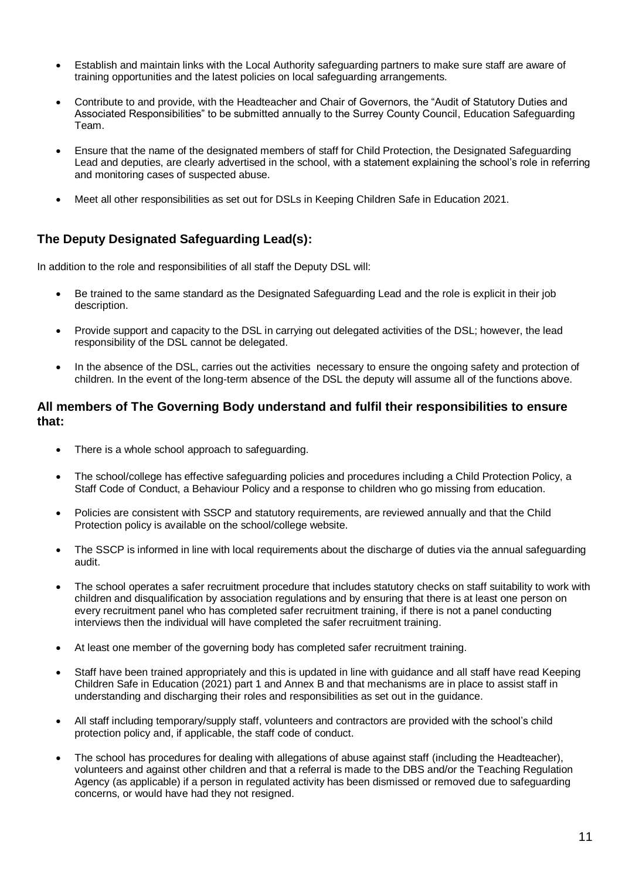- Establish and maintain links with the Local Authority safeguarding partners to make sure staff are aware of training opportunities and the latest policies on local safeguarding arrangements.
- Contribute to and provide, with the Headteacher and Chair of Governors, the "Audit of Statutory Duties and Associated Responsibilities" to be submitted annually to the Surrey County Council, Education Safeguarding Team.
- Ensure that the name of the designated members of staff for Child Protection, the Designated Safeguarding Lead and deputies, are clearly advertised in the school, with a statement explaining the school's role in referring and monitoring cases of suspected abuse.
- Meet all other responsibilities as set out for DSLs in Keeping Children Safe in Education 2021.

### The Deputy Designated Safeguarding Lead(s):

In addition to the role and responsibilities of all staff the Deputy DSL will:

- Be trained to the same standard as the Designated Safeguarding Lead and the role is explicit in their job description.
- Provide support and capacity to the DSL in carrying out delegated activities of the DSL; however, the lead responsibility of the DSL cannot be delegated.
- In the absence of the DSL, carries out the activities necessary to ensure the ongoing safety and protection of children. In the event of the long-term absence of the DSL the deputy will assume all of the functions above.

### All members of The Governing Body understand and fulfil their responsibilities to ensure that:

- There is a whole school approach to safeguarding.
- The school/college has effective safeguarding policies and procedures including a Child Protection Policy, a Staff Code of Conduct, a Behaviour Policy and a response to children who go missing from education.
- Policies are consistent with SSCP and statutory requirements, are reviewed annually and that the Child Protection policy is available on the school/college website.
- The SSCP is informed in line with local requirements about the discharge of duties via the annual safeguarding audit.
- The school operates a safer recruitment procedure that includes statutory checks on staff suitability to work with children and disqualification by association regulations and by ensuring that there is at least one person on every recruitment panel who has completed safer recruitment training, if there is not a panel conducting interviews then the individual will have completed the safer recruitment training.
- At least one member of the governing body has completed safer recruitment training.
- Staff have been trained appropriately and this is updated in line with guidance and all staff have read Keeping Children Safe in Education (2021) part 1 and Annex B and that mechanisms are in place to assist staff in understanding and discharging their roles and responsibilities as set out in the guidance.
- All staff including temporary/supply staff, volunteers and contractors are provided with the school's child protection policy and, if applicable, the staff code of conduct.
- The school has procedures for dealing with allegations of abuse against staff (including the Headteacher), volunteers and against other children and that a referral is made to the DBS and/or the Teaching Regulation Agency (as applicable) if a person in regulated activity has been dismissed or removed due to safeguarding concerns, or would have had they not resigned.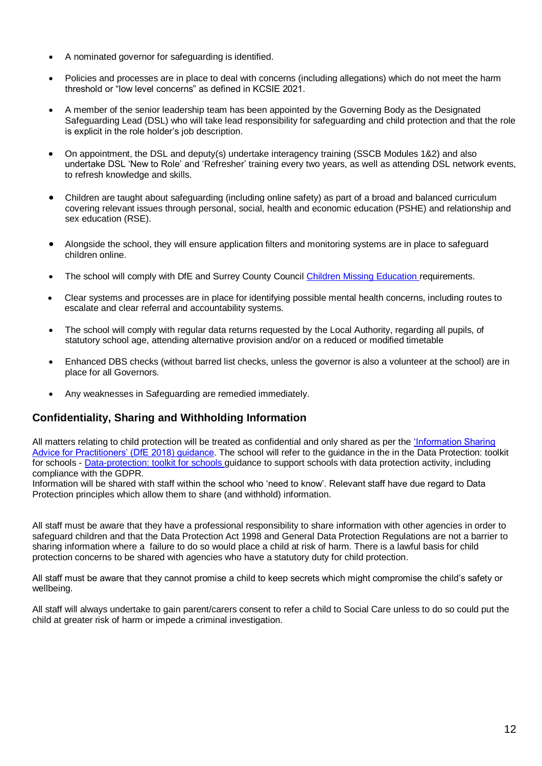- A nominated governor for safeguarding is identified.
- Policies and processes are in place to deal with concerns (including allegations) which do not meet the harm threshold or "low level concerns" as defined in KCSIE 2021.
- A member of the senior leadership team has been appointed by the Governing Body as the Designated Safeguarding Lead (DSL) who will take lead responsibility for safeguarding and child protection and that the role is explicit in the role holder's job description.
- On appointment, the DSL and deputy(s) undertake interagency training (SSCB Modules 1&2) and also undertake DSL 'New to Role' and 'Refresher' training every two years, as well as attending DSL network events, to refresh knowledge and skills.
- Children are taught about safeguarding (including online safety) as part of a broad and balanced curriculum covering relevant issues through personal, social, health and economic education (PSHE) and relationship and sex education (RSE).
- Alongside the school, they will ensure application filters and monitoring systems are in place to safeguard children online.
- The school will comply with DfE and Surrey County Council [Children Missing Education](#) requirements.
- Clear systems and processes are in place for identifying possible mental health concerns, including routes to escalate and clear referral and accountability systems.
- The school will comply with regular data returns requested by the Local Authority, regarding all pupils, of statutory school age, attending alternative provision and/or on a reduced or modified timetable
- Enhanced DBS checks (without barred list checks, unless the governor is also a volunteer at the school) are in place for all Governors.
- Any weaknesses in Safeguarding are remedied immediately.

## Confidentiality, Sharing and Withholding Information

All matters relating to child protection will be treated as confidential and only shared as per the ['Information Sharing Advice for Practitioners' (DfE 2018) guidance](#). The school will refer to the guidance in the in the Data Protection: toolkit for schools - [Data-protection: toolkit for schools](#) guidance to support schools with data protection activity, including compliance with the GDPR.
Information will be shared with staff within the school who 'need to know'. Relevant staff have due regard to Data Protection principles which allow them to share (and withhold) information.

All staff must be aware that they have a professional responsibility to share information with other agencies in order to safeguard children and that the Data Protection Act 1998 and General Data Protection Regulations are not a barrier to sharing information where a failure to do so would place a child at risk of harm. There is a lawful basis for child protection concerns to be shared with agencies who have a statutory duty for child protection.

All staff must be aware that they cannot promise a child to keep secrets which might compromise the child's safety or wellbeing.

All staff will always undertake to gain parent/carers consent to refer a child to Social Care unless to do so could put the child at greater risk of harm or impede a criminal investigation.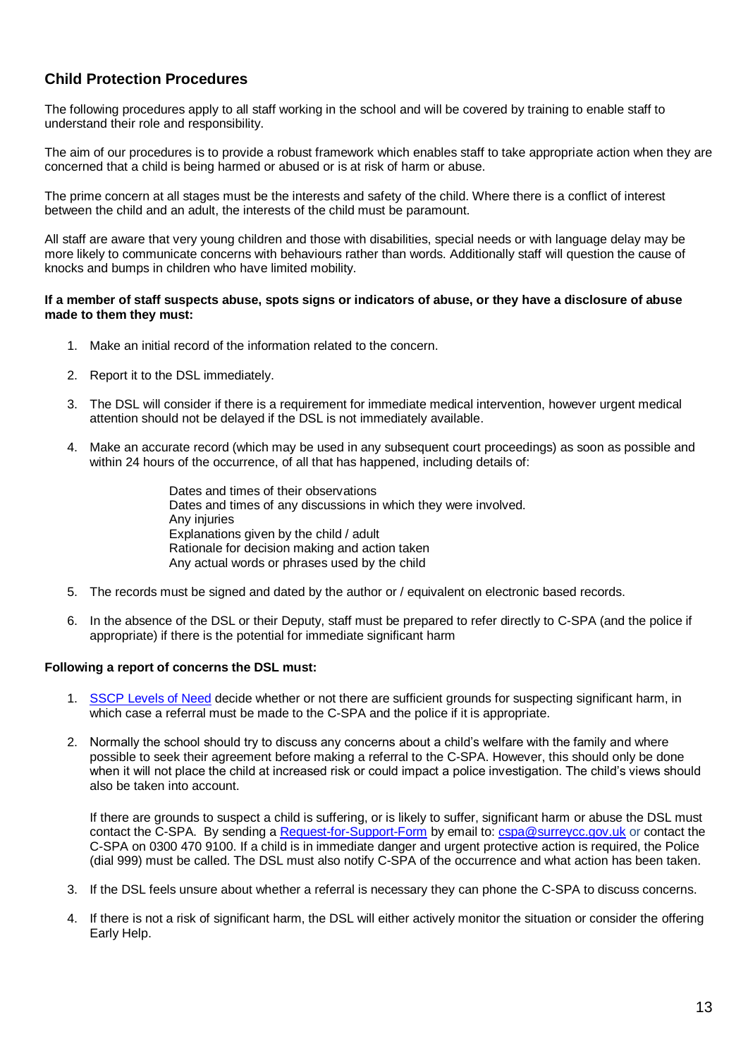## Child Protection Procedures

The following procedures apply to all staff working in the school and will be covered by training to enable staff to understand their role and responsibility.

The aim of our procedures is to provide a robust framework which enables staff to take appropriate action when they are concerned that a child is being harmed or abused or is at risk of harm or abuse.

The prime concern at all stages must be the interests and safety of the child. Where there is a conflict of interest between the child and an adult, the interests of the child must be paramount.

All staff are aware that very young children and those with disabilities, special needs or with language delay may be more likely to communicate concerns with behaviours rather than words. Additionally staff will question the cause of knocks and bumps in children who have limited mobility.

**If a member of staff suspects abuse, spots signs or indicators of abuse, or they have a disclosure of abuse made to them they must:**

1. Make an initial record of the information related to the concern.
2. Report it to the DSL immediately.
3. The DSL will consider if there is a requirement for immediate medical intervention, however urgent medical attention should not be delayed if the DSL is not immediately available.
4. Make an accurate record (which may be used in any subsequent court proceedings) as soon as possible and within 24 hours of the occurrence, of all that has happened, including details of:

    Dates and times of their observations
    Dates and times of any discussions in which they were involved.
    Any injuries
    Explanations given by the child / adult
    Rationale for decision making and action taken
    Any actual words or phrases used by the child

5. The records must be signed and dated by the author or / equivalent on electronic based records.
6. In the absence of the DSL or their Deputy, staff must be prepared to refer directly to C-SPA (and the police if appropriate) if there is the potential for immediate significant harm

**Following a report of concerns the DSL must:**

1. SSCP Levels of Need decide whether or not there are sufficient grounds for suspecting significant harm, in which case a referral must be made to the C-SPA and the police if it is appropriate.
2. Normally the school should try to discuss any concerns about a child's welfare with the family and where possible to seek their agreement before making a referral to the C-SPA. However, this should only be done when it will not place the child at increased risk or could impact a police investigation. The child's views should also be taken into account.

    If there are grounds to suspect a child is suffering, or is likely to suffer, significant harm or abuse the DSL must contact the C-SPA. By sending a Request-for-Support-Form by email to: cspa@surreycc.gov.uk or contact the C-SPA on 0300 470 9100. If a child is in immediate danger and urgent protective action is required, the Police (dial 999) must be called. The DSL must also notify C-SPA of the occurrence and what action has been taken.

3. If the DSL feels unsure about whether a referral is necessary they can phone the C-SPA to discuss concerns.
4. If there is not a risk of significant harm, the DSL will either actively monitor the situation or consider the offering Early Help.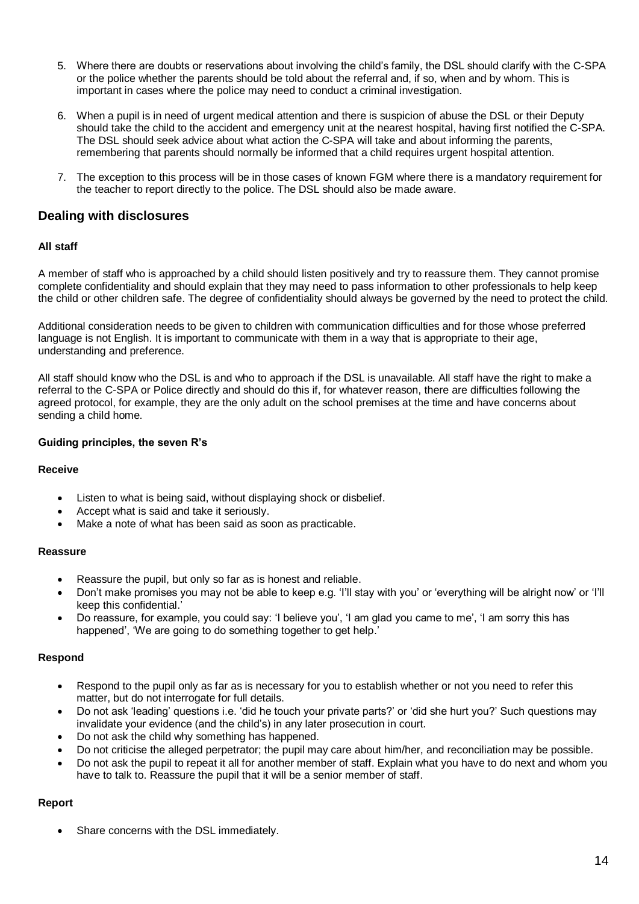5. Where there are doubts or reservations about involving the child's family, the DSL should clarify with the C-SPA or the police whether the parents should be told about the referral and, if so, when and by whom. This is important in cases where the police may need to conduct a criminal investigation.

6. When a pupil is in need of urgent medical attention and there is suspicion of abuse the DSL or their Deputy should take the child to the accident and emergency unit at the nearest hospital, having first notified the C-SPA. The DSL should seek advice about what action the C-SPA will take and about informing the parents, remembering that parents should normally be informed that a child requires urgent hospital attention.

7. The exception to this process will be in those cases of known FGM where there is a mandatory requirement for the teacher to report directly to the police. The DSL should also be made aware.

## Dealing with disclosures

**All staff**

A member of staff who is approached by a child should listen positively and try to reassure them. They cannot promise complete confidentiality and should explain that they may need to pass information to other professionals to help keep the child or other children safe. The degree of confidentiality should always be governed by the need to protect the child.

Additional consideration needs to be given to children with communication difficulties and for those whose preferred language is not English. It is important to communicate with them in a way that is appropriate to their age, understanding and preference.

All staff should know who the DSL is and who to approach if the DSL is unavailable. All staff have the right to make a referral to the C-SPA or Police directly and should do this if, for whatever reason, there are difficulties following the agreed protocol, for example, they are the only adult on the school premises at the time and have concerns about sending a child home.

**Guiding principles, the seven R's**

**Receive**

- Listen to what is being said, without displaying shock or disbelief.
- Accept what is said and take it seriously.
- Make a note of what has been said as soon as practicable.

**Reassure**

- Reassure the pupil, but only so far as is honest and reliable.
- Don't make promises you may not be able to keep e.g. 'I'll stay with you' or 'everything will be alright now' or 'I'll keep this confidential.'
- Do reassure, for example, you could say: 'I believe you', 'I am glad you came to me', 'I am sorry this has happened', 'We are going to do something together to get help.'

**Respond**

- Respond to the pupil only as far as is necessary for you to establish whether or not you need to refer this matter, but do not interrogate for full details.
- Do not ask 'leading' questions i.e. 'did he touch your private parts?' or 'did she hurt you?' Such questions may invalidate your evidence (and the child's) in any later prosecution in court.
- Do not ask the child why something has happened.
- Do not criticise the alleged perpetrator; the pupil may care about him/her, and reconciliation may be possible.
- Do not ask the pupil to repeat it all for another member of staff. Explain what you have to do next and whom you have to talk to. Reassure the pupil that it will be a senior member of staff.

**Report**

- Share concerns with the DSL immediately.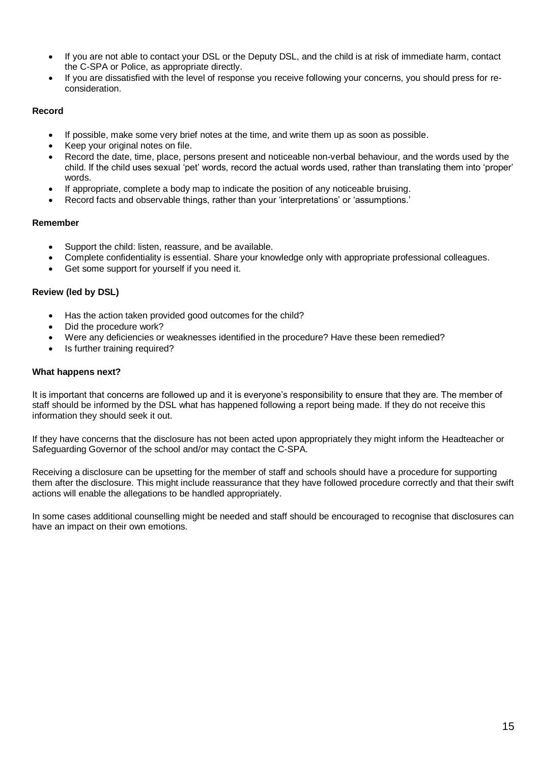- If you are not able to contact your DSL or the Deputy DSL, and the child is at risk of immediate harm, contact the C-SPA or Police, as appropriate directly.
- If you are dissatisfied with the level of response you receive following your concerns, you should press for re-consideration.

**Record**

- If possible, make some very brief notes at the time, and write them up as soon as possible.
- Keep your original notes on file.
- Record the date, time, place, persons present and noticeable non-verbal behaviour, and the words used by the child. If the child uses sexual 'pet' words, record the actual words used, rather than translating them into 'proper' words.
- If appropriate, complete a body map to indicate the position of any noticeable bruising.
- Record facts and observable things, rather than your 'interpretations' or 'assumptions.'

**Remember**

- Support the child: listen, reassure, and be available.
- Complete confidentiality is essential. Share your knowledge only with appropriate professional colleagues.
- Get some support for yourself if you need it.

**Review (led by DSL)**

- Has the action taken provided good outcomes for the child?
- Did the procedure work?
- Were any deficiencies or weaknesses identified in the procedure? Have these been remedied?
- Is further training required?

**What happens next?**

It is important that concerns are followed up and it is everyone's responsibility to ensure that they are. The member of staff should be informed by the DSL what has happened following a report being made. If they do not receive this information they should seek it out.

If they have concerns that the disclosure has not been acted upon appropriately they might inform the Headteacher or Safeguarding Governor of the school and/or may contact the C-SPA.

Receiving a disclosure can be upsetting for the member of staff and schools should have a procedure for supporting them after the disclosure. This might include reassurance that they have followed procedure correctly and that their swift actions will enable the allegations to be handled appropriately.

In some cases additional counselling might be needed and staff should be encouraged to recognise that disclosures can have an impact on their own emotions.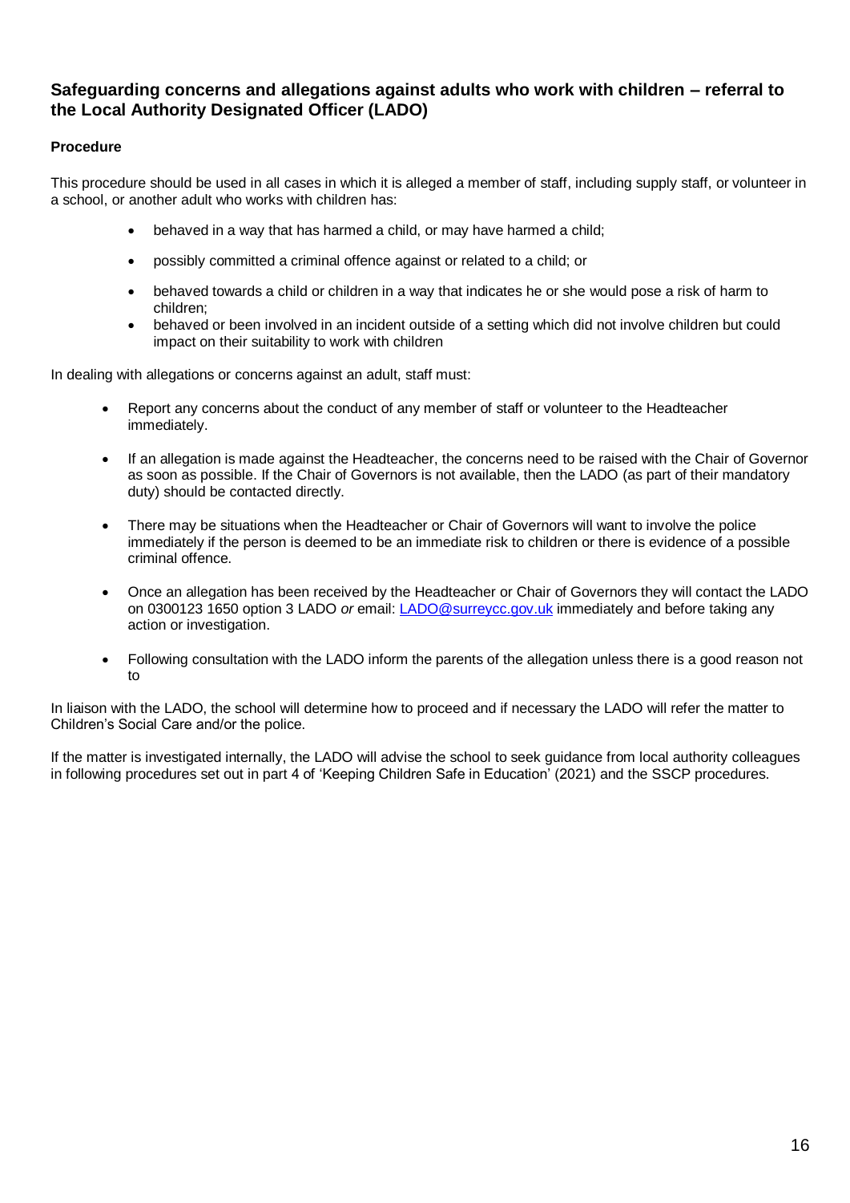## Safeguarding concerns and allegations against adults who work with children – referral to the Local Authority Designated Officer (LADO)

### Procedure

This procedure should be used in all cases in which it is alleged a member of staff, including supply staff, or volunteer in a school, or another adult who works with children has:

- behaved in a way that has harmed a child, or may have harmed a child;
- possibly committed a criminal offence against or related to a child; or
- behaved towards a child or children in a way that indicates he or she would pose a risk of harm to children;
- behaved or been involved in an incident outside of a setting which did not involve children but could impact on their suitability to work with children

In dealing with allegations or concerns against an adult, staff must:

- Report any concerns about the conduct of any member of staff or volunteer to the Headteacher immediately.
- If an allegation is made against the Headteacher, the concerns need to be raised with the Chair of Governor as soon as possible. If the Chair of Governors is not available, then the LADO (as part of their mandatory duty) should be contacted directly.
- There may be situations when the Headteacher or Chair of Governors will want to involve the police immediately if the person is deemed to be an immediate risk to children or there is evidence of a possible criminal offence.
- Once an allegation has been received by the Headteacher or Chair of Governors they will contact the LADO on 0300123 1650 option 3 LADO *or* email: [LADO@surreycc.gov.uk](mailto:LADO@surreycc.gov.uk) immediately and before taking any action or investigation.
- Following consultation with the LADO inform the parents of the allegation unless there is a good reason not to

In liaison with the LADO, the school will determine how to proceed and if necessary the LADO will refer the matter to Children's Social Care and/or the police.

If the matter is investigated internally, the LADO will advise the school to seek guidance from local authority colleagues in following procedures set out in part 4 of 'Keeping Children Safe in Education' (2021) and the SSCP procedures.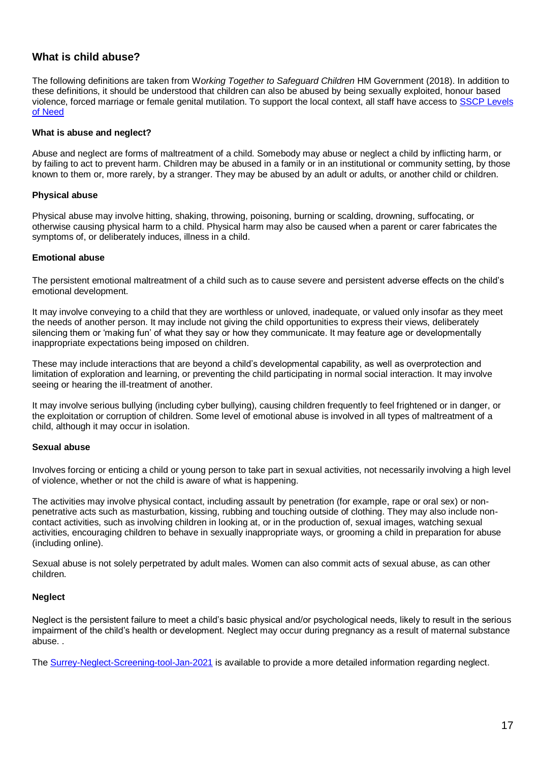## What is child abuse?

The following definitions are taken from W*orking Together to Safeguard Children* HM Government (2018). In addition to these definitions, it should be understood that children can also be abused by being sexually exploited, honour based violence, forced marriage or female genital mutilation. To support the local context, all staff have access to [SSCP Levels of Need]()

### What is abuse and neglect?

Abuse and neglect are forms of maltreatment of a child. Somebody may abuse or neglect a child by inflicting harm, or by failing to act to prevent harm. Children may be abused in a family or in an institutional or community setting, by those known to them or, more rarely, by a stranger. They may be abused by an adult or adults, or another child or children.

### Physical abuse

Physical abuse may involve hitting, shaking, throwing, poisoning, burning or scalding, drowning, suffocating, or otherwise causing physical harm to a child. Physical harm may also be caused when a parent or carer fabricates the symptoms of, or deliberately induces, illness in a child.

### Emotional abuse

The persistent emotional maltreatment of a child such as to cause severe and persistent adverse effects on the child's emotional development.

It may involve conveying to a child that they are worthless or unloved, inadequate, or valued only insofar as they meet the needs of another person. It may include not giving the child opportunities to express their views, deliberately silencing them or 'making fun' of what they say or how they communicate. It may feature age or developmentally inappropriate expectations being imposed on children.

These may include interactions that are beyond a child's developmental capability, as well as overprotection and limitation of exploration and learning, or preventing the child participating in normal social interaction. It may involve seeing or hearing the ill-treatment of another.

It may involve serious bullying (including cyber bullying), causing children frequently to feel frightened or in danger, or the exploitation or corruption of children. Some level of emotional abuse is involved in all types of maltreatment of a child, although it may occur in isolation.

### Sexual abuse

Involves forcing or enticing a child or young person to take part in sexual activities, not necessarily involving a high level of violence, whether or not the child is aware of what is happening.

The activities may involve physical contact, including assault by penetration (for example, rape or oral sex) or non-penetrative acts such as masturbation, kissing, rubbing and touching outside of clothing. They may also include non-contact activities, such as involving children in looking at, or in the production of, sexual images, watching sexual activities, encouraging children to behave in sexually inappropriate ways, or grooming a child in preparation for abuse (including online).

Sexual abuse is not solely perpetrated by adult males. Women can also commit acts of sexual abuse, as can other children.

### Neglect

Neglect is the persistent failure to meet a child's basic physical and/or psychological needs, likely to result in the serious impairment of the child's health or development. Neglect may occur during pregnancy as a result of maternal substance abuse. .

The [Surrey-Neglect-Screening-tool-Jan-2021]() is available to provide a more detailed information regarding neglect.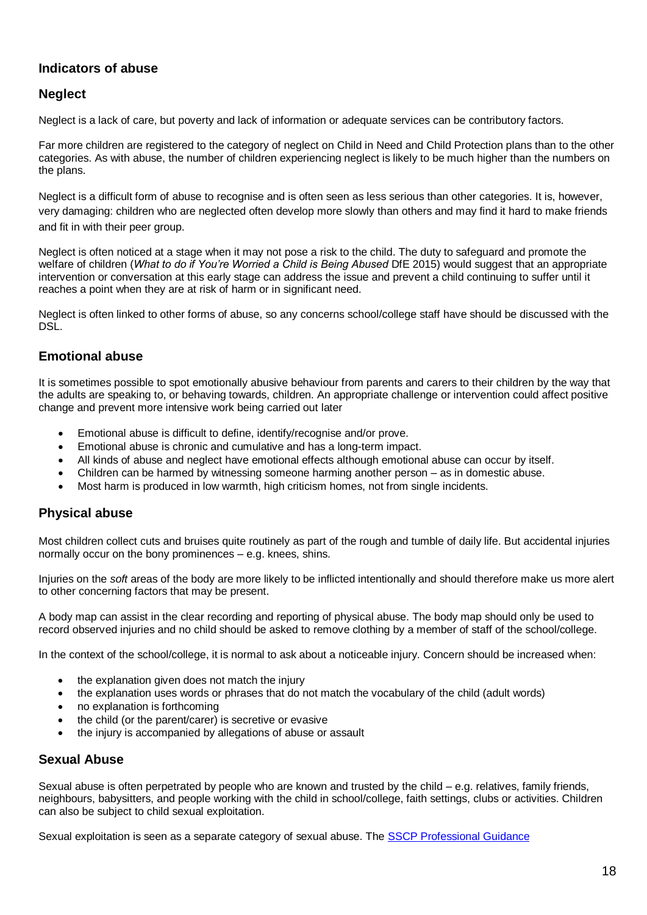## Indicators of abuse

### Neglect

Neglect is a lack of care, but poverty and lack of information or adequate services can be contributory factors.

Far more children are registered to the category of neglect on Child in Need and Child Protection plans than to the other categories. As with abuse, the number of children experiencing neglect is likely to be much higher than the numbers on the plans.

Neglect is a difficult form of abuse to recognise and is often seen as less serious than other categories. It is, however, very damaging: children who are neglected often develop more slowly than others and may find it hard to make friends and fit in with their peer group.

Neglect is often noticed at a stage when it may not pose a risk to the child. The duty to safeguard and promote the welfare of children (*What to do if You're Worried a Child is Being Abused* DfE 2015) would suggest that an appropriate intervention or conversation at this early stage can address the issue and prevent a child continuing to suffer until it reaches a point when they are at risk of harm or in significant need.

Neglect is often linked to other forms of abuse, so any concerns school/college staff have should be discussed with the DSL.

### Emotional abuse

It is sometimes possible to spot emotionally abusive behaviour from parents and carers to their children by the way that the adults are speaking to, or behaving towards, children. An appropriate challenge or intervention could affect positive change and prevent more intensive work being carried out later

- Emotional abuse is difficult to define, identify/recognise and/or prove.
- Emotional abuse is chronic and cumulative and has a long-term impact.
- All kinds of abuse and neglect have emotional effects although emotional abuse can occur by itself.
- Children can be harmed by witnessing someone harming another person – as in domestic abuse.
- Most harm is produced in low warmth, high criticism homes, not from single incidents.

### Physical abuse

Most children collect cuts and bruises quite routinely as part of the rough and tumble of daily life. But accidental injuries normally occur on the bony prominences – e.g. knees, shins.

Injuries on the *soft* areas of the body are more likely to be inflicted intentionally and should therefore make us more alert to other concerning factors that may be present.

A body map can assist in the clear recording and reporting of physical abuse. The body map should only be used to record observed injuries and no child should be asked to remove clothing by a member of staff of the school/college.

In the context of the school/college, it is normal to ask about a noticeable injury. Concern should be increased when:

- the explanation given does not match the injury
- the explanation uses words or phrases that do not match the vocabulary of the child (adult words)
- no explanation is forthcoming
- the child (or the parent/carer) is secretive or evasive
- the injury is accompanied by allegations of abuse or assault

### Sexual Abuse

Sexual abuse is often perpetrated by people who are known and trusted by the child – e.g. relatives, family friends, neighbours, babysitters, and people working with the child in school/college, faith settings, clubs or activities. Children can also be subject to child sexual exploitation.

Sexual exploitation is seen as a separate category of sexual abuse. The [SSCP Professional Guidance]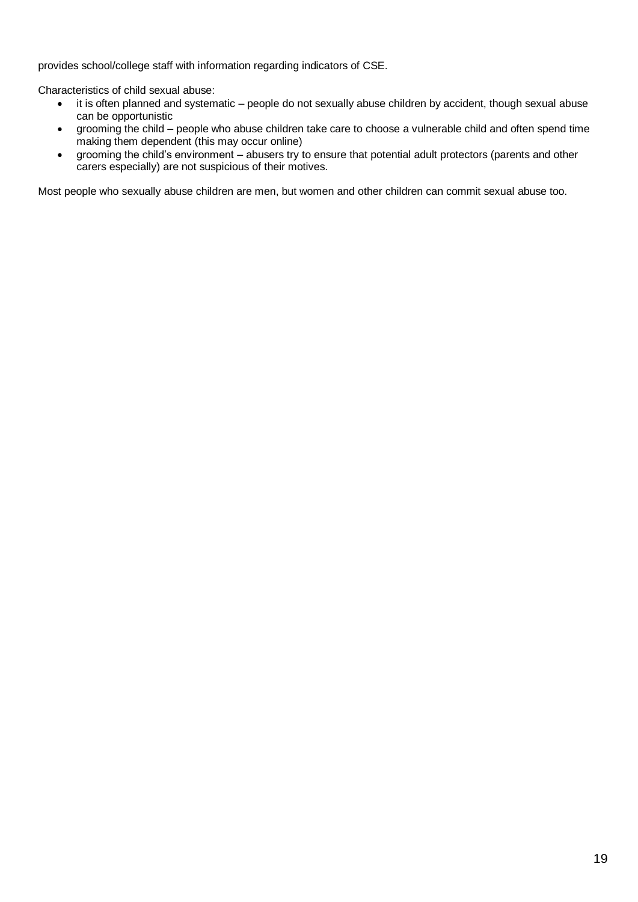provides school/college staff with information regarding indicators of CSE.

Characteristics of child sexual abuse:

- it is often planned and systematic – people do not sexually abuse children by accident, though sexual abuse can be opportunistic
- grooming the child – people who abuse children take care to choose a vulnerable child and often spend time making them dependent (this may occur online)
- grooming the child's environment – abusers try to ensure that potential adult protectors (parents and other carers especially) are not suspicious of their motives.

Most people who sexually abuse children are men, but women and other children can commit sexual abuse too.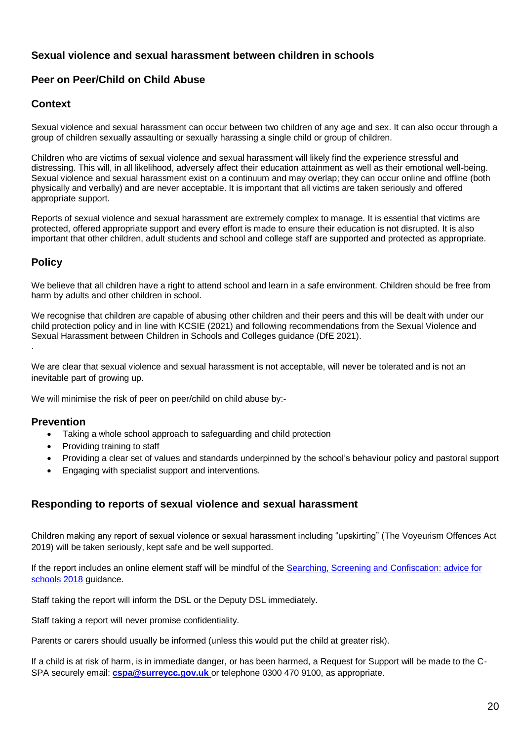## Sexual violence and sexual harassment between children in schools

## Peer on Peer/Child on Child Abuse

### Context

Sexual violence and sexual harassment can occur between two children of any age and sex. It can also occur through a group of children sexually assaulting or sexually harassing a single child or group of children.

Children who are victims of sexual violence and sexual harassment will likely find the experience stressful and distressing. This will, in all likelihood, adversely affect their education attainment as well as their emotional well-being. Sexual violence and sexual harassment exist on a continuum and may overlap; they can occur online and offline (both physically and verbally) and are never acceptable. It is important that all victims are taken seriously and offered appropriate support.

Reports of sexual violence and sexual harassment are extremely complex to manage. It is essential that victims are protected, offered appropriate support and every effort is made to ensure their education is not disrupted. It is also important that other children, adult students and school and college staff are supported and protected as appropriate.

### Policy

We believe that all children have a right to attend school and learn in a safe environment. Children should be free from harm by adults and other children in school.

We recognise that children are capable of abusing other children and their peers and this will be dealt with under our child protection policy and in line with KCSIE (2021) and following recommendations from the Sexual Violence and Sexual Harassment between Children in Schools and Colleges guidance (DfE 2021).

We are clear that sexual violence and sexual harassment is not acceptable, will never be tolerated and is not an inevitable part of growing up.

We will minimise the risk of peer on peer/child on child abuse by:-

### Prevention

- Taking a whole school approach to safeguarding and child protection
- Providing training to staff
- Providing a clear set of values and standards underpinned by the school's behaviour policy and pastoral support
- Engaging with specialist support and interventions.

### Responding to reports of sexual violence and sexual harassment

Children making any report of sexual violence or sexual harassment including "upskirting" (The Voyeurism Offences Act 2019) will be taken seriously, kept safe and be well supported.

If the report includes an online element staff will be mindful of the Searching, Screening and Confiscation: advice for schools 2018 guidance.

Staff taking the report will inform the DSL or the Deputy DSL immediately.

Staff taking a report will never promise confidentiality.

Parents or carers should usually be informed (unless this would put the child at greater risk).

If a child is at risk of harm, is in immediate danger, or has been harmed, a Request for Support will be made to the C-SPA securely email: **cspa@surreycc.gov.uk** or telephone 0300 470 9100, as appropriate.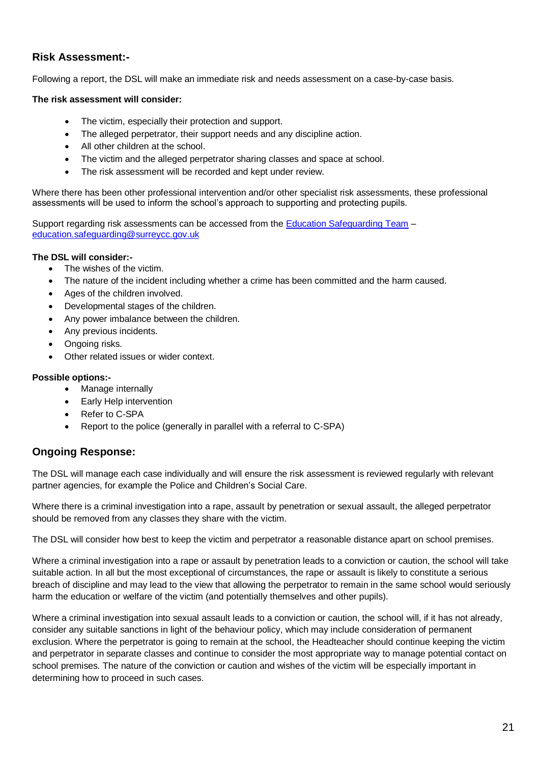## Risk Assessment:-

Following a report, the DSL will make an immediate risk and needs assessment on a case-by-case basis.

**The risk assessment will consider:**

- The victim, especially their protection and support.
- The alleged perpetrator, their support needs and any discipline action.
- All other children at the school.
- The victim and the alleged perpetrator sharing classes and space at school.
- The risk assessment will be recorded and kept under review.

Where there has been other professional intervention and/or other specialist risk assessments, these professional assessments will be used to inform the school's approach to supporting and protecting pupils.

Support regarding risk assessments can be accessed from the [Education Safeguarding Team](#) – [education.safeguarding@surreycc.gov.uk](mailto:education.safeguarding@surreycc.gov.uk)

**The DSL will consider:-**

- The wishes of the victim.
- The nature of the incident including whether a crime has been committed and the harm caused.
- Ages of the children involved.
- Developmental stages of the children.
- Any power imbalance between the children.
- Any previous incidents.
- Ongoing risks.
- Other related issues or wider context.

**Possible options:-**

- Manage internally
- Early Help intervention
- Refer to C-SPA
- Report to the police (generally in parallel with a referral to C-SPA)

## Ongoing Response:

The DSL will manage each case individually and will ensure the risk assessment is reviewed regularly with relevant partner agencies, for example the Police and Children's Social Care.

Where there is a criminal investigation into a rape, assault by penetration or sexual assault, the alleged perpetrator should be removed from any classes they share with the victim.

The DSL will consider how best to keep the victim and perpetrator a reasonable distance apart on school premises.

Where a criminal investigation into a rape or assault by penetration leads to a conviction or caution, the school will take suitable action. In all but the most exceptional of circumstances, the rape or assault is likely to constitute a serious breach of discipline and may lead to the view that allowing the perpetrator to remain in the same school would seriously harm the education or welfare of the victim (and potentially themselves and other pupils).

Where a criminal investigation into sexual assault leads to a conviction or caution, the school will, if it has not already, consider any suitable sanctions in light of the behaviour policy, which may include consideration of permanent exclusion. Where the perpetrator is going to remain at the school, the Headteacher should continue keeping the victim and perpetrator in separate classes and continue to consider the most appropriate way to manage potential contact on school premises. The nature of the conviction or caution and wishes of the victim will be especially important in determining how to proceed in such cases.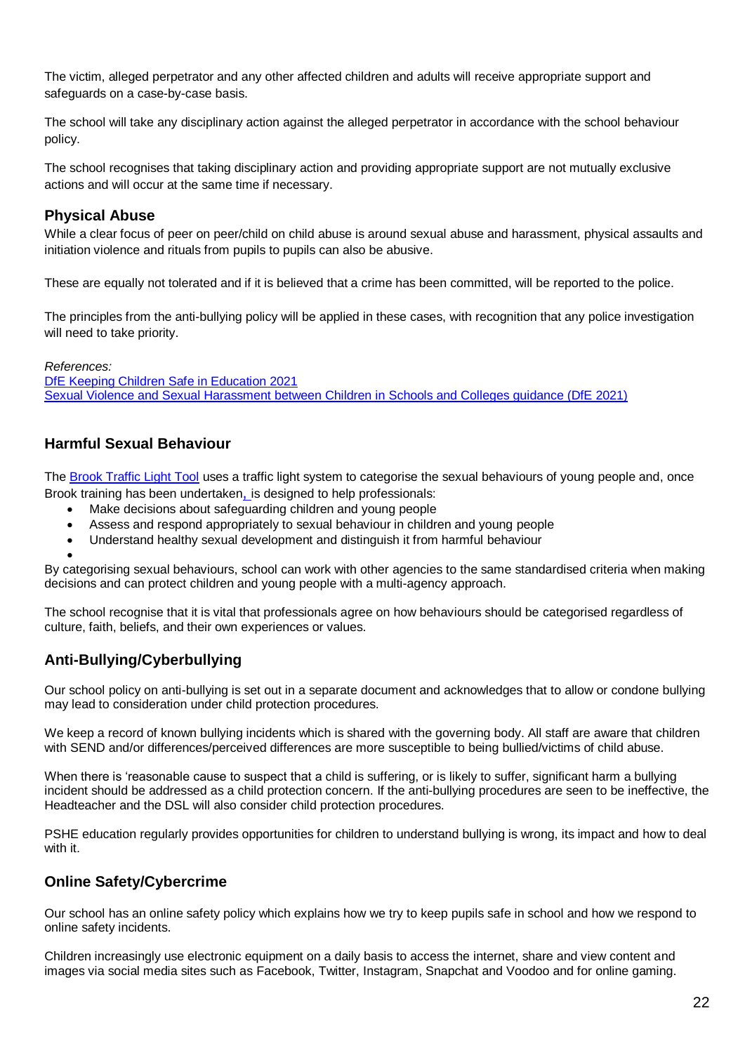The victim, alleged perpetrator and any other affected children and adults will receive appropriate support and safeguards on a case-by-case basis.

The school will take any disciplinary action against the alleged perpetrator in accordance with the school behaviour policy.

The school recognises that taking disciplinary action and providing appropriate support are not mutually exclusive actions and will occur at the same time if necessary.

### Physical Abuse

While a clear focus of peer on peer/child on child abuse is around sexual abuse and harassment, physical assaults and initiation violence and rituals from pupils to pupils can also be abusive.

These are equally not tolerated and if it is believed that a crime has been committed, will be reported to the police.

The principles from the anti-bullying policy will be applied in these cases, with recognition that any police investigation will need to take priority.

*References:*
DfE Keeping Children Safe in Education 2021
Sexual Violence and Sexual Harassment between Children in Schools and Colleges guidance (DfE 2021)

### Harmful Sexual Behaviour

The Brook Traffic Light Tool uses a traffic light system to categorise the sexual behaviours of young people and, once Brook training has been undertaken, is designed to help professionals:

- Make decisions about safeguarding children and young people
- Assess and respond appropriately to sexual behaviour in children and young people
- Understand healthy sexual development and distinguish it from harmful behaviour

By categorising sexual behaviours, school can work with other agencies to the same standardised criteria when making decisions and can protect children and young people with a multi-agency approach.

The school recognise that it is vital that professionals agree on how behaviours should be categorised regardless of culture, faith, beliefs, and their own experiences or values.

### Anti-Bullying/Cyberbullying

Our school policy on anti-bullying is set out in a separate document and acknowledges that to allow or condone bullying may lead to consideration under child protection procedures.

We keep a record of known bullying incidents which is shared with the governing body. All staff are aware that children with SEND and/or differences/perceived differences are more susceptible to being bullied/victims of child abuse.

When there is 'reasonable cause to suspect that a child is suffering, or is likely to suffer, significant harm a bullying incident should be addressed as a child protection concern. If the anti-bullying procedures are seen to be ineffective, the Headteacher and the DSL will also consider child protection procedures.

PSHE education regularly provides opportunities for children to understand bullying is wrong, its impact and how to deal with it.

### Online Safety/Cybercrime

Our school has an online safety policy which explains how we try to keep pupils safe in school and how we respond to online safety incidents.

Children increasingly use electronic equipment on a daily basis to access the internet, share and view content and images via social media sites such as Facebook, Twitter, Instagram, Snapchat and Voodoo and for online gaming.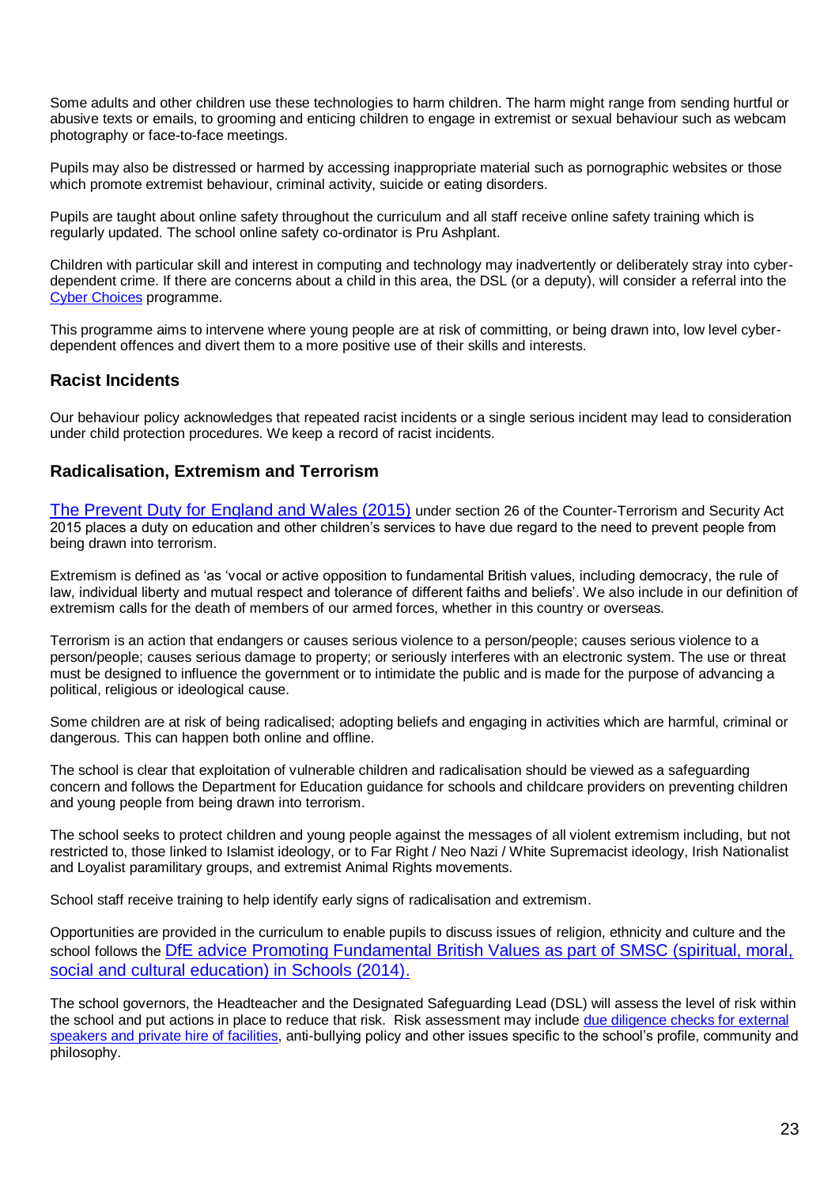Some adults and other children use these technologies to harm children. The harm might range from sending hurtful or abusive texts or emails, to grooming and enticing children to engage in extremist or sexual behaviour such as webcam photography or face-to-face meetings.

Pupils may also be distressed or harmed by accessing inappropriate material such as pornographic websites or those which promote extremist behaviour, criminal activity, suicide or eating disorders.

Pupils are taught about online safety throughout the curriculum and all staff receive online safety training which is regularly updated. The school online safety co-ordinator is Pru Ashplant.

Children with particular skill and interest in computing and technology may inadvertently or deliberately stray into cyber-dependent crime. If there are concerns about a child in this area, the DSL (or a deputy), will consider a referral into the Cyber Choices programme.

This programme aims to intervene where young people are at risk of committing, or being drawn into, low level cyber-dependent offences and divert them to a more positive use of their skills and interests.

## Racist Incidents

Our behaviour policy acknowledges that repeated racist incidents or a single serious incident may lead to consideration under child protection procedures. We keep a record of racist incidents.

## Radicalisation, Extremism and Terrorism

The Prevent Duty for England and Wales (2015) under section 26 of the Counter-Terrorism and Security Act 2015 places a duty on education and other children's services to have due regard to the need to prevent people from being drawn into terrorism.

Extremism is defined as 'as 'vocal or active opposition to fundamental British values, including democracy, the rule of law, individual liberty and mutual respect and tolerance of different faiths and beliefs'. We also include in our definition of extremism calls for the death of members of our armed forces, whether in this country or overseas.

Terrorism is an action that endangers or causes serious violence to a person/people; causes serious violence to a person/people; causes serious damage to property; or seriously interferes with an electronic system. The use or threat must be designed to influence the government or to intimidate the public and is made for the purpose of advancing a political, religious or ideological cause.

Some children are at risk of being radicalised; adopting beliefs and engaging in activities which are harmful, criminal or dangerous. This can happen both online and offline.

The school is clear that exploitation of vulnerable children and radicalisation should be viewed as a safeguarding concern and follows the Department for Education guidance for schools and childcare providers on preventing children and young people from being drawn into terrorism.

The school seeks to protect children and young people against the messages of all violent extremism including, but not restricted to, those linked to Islamist ideology, or to Far Right / Neo Nazi / White Supremacist ideology, Irish Nationalist and Loyalist paramilitary groups, and extremist Animal Rights movements.

School staff receive training to help identify early signs of radicalisation and extremism.

Opportunities are provided in the curriculum to enable pupils to discuss issues of religion, ethnicity and culture and the school follows the DfE advice Promoting Fundamental British Values as part of SMSC (spiritual, moral, social and cultural education) in Schools (2014).

The school governors, the Headteacher and the Designated Safeguarding Lead (DSL) will assess the level of risk within the school and put actions in place to reduce that risk. Risk assessment may include due diligence checks for external speakers and private hire of facilities, anti-bullying policy and other issues specific to the school's profile, community and philosophy.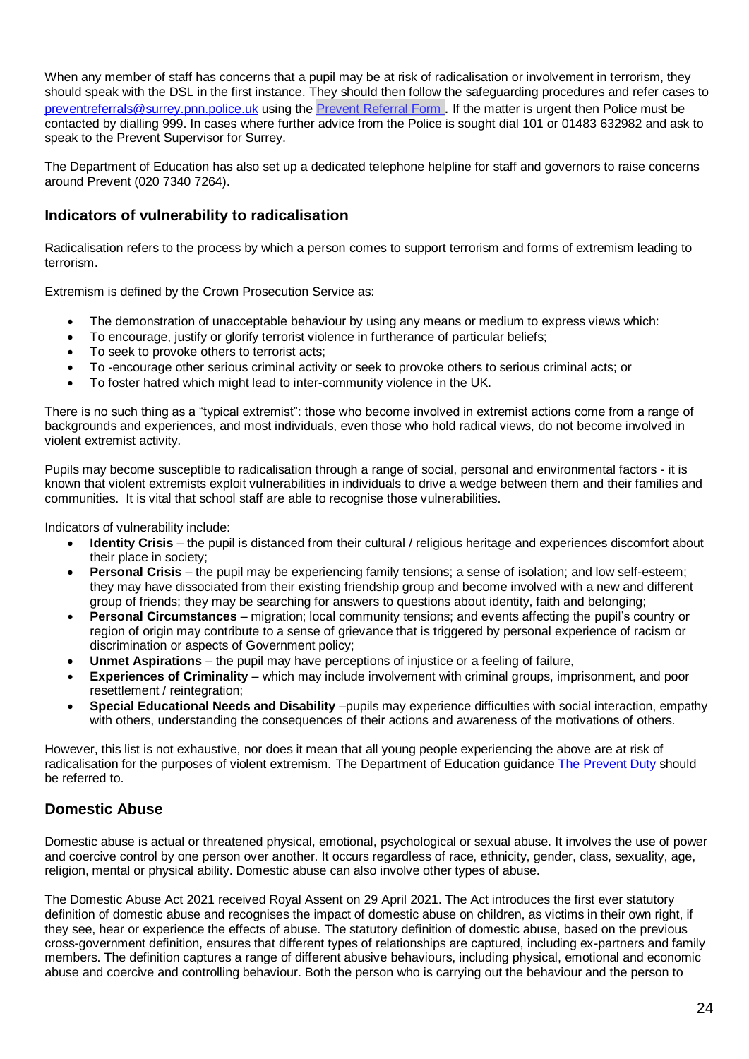When any member of staff has concerns that a pupil may be at risk of radicalisation or involvement in terrorism, they should speak with the DSL in the first instance. They should then follow the safeguarding procedures and refer cases to [preventreferrals@surrey.pnn.police.uk](mailto:preventreferrals@surrey.pnn.police.uk) using the [Prevent Referral Form](#) . If the matter is urgent then Police must be contacted by dialling 999. In cases where further advice from the Police is sought dial 101 or 01483 632982 and ask to speak to the Prevent Supervisor for Surrey.

The Department of Education has also set up a dedicated telephone helpline for staff and governors to raise concerns around Prevent (020 7340 7264).

## Indicators of vulnerability to radicalisation

Radicalisation refers to the process by which a person comes to support terrorism and forms of extremism leading to terrorism.

Extremism is defined by the Crown Prosecution Service as:

- The demonstration of unacceptable behaviour by using any means or medium to express views which:
- To encourage, justify or glorify terrorist violence in furtherance of particular beliefs;
- To seek to provoke others to terrorist acts;
- To -encourage other serious criminal activity or seek to provoke others to serious criminal acts; or
- To foster hatred which might lead to inter-community violence in the UK.

There is no such thing as a "typical extremist": those who become involved in extremist actions come from a range of backgrounds and experiences, and most individuals, even those who hold radical views, do not become involved in violent extremist activity.

Pupils may become susceptible to radicalisation through a range of social, personal and environmental factors - it is known that violent extremists exploit vulnerabilities in individuals to drive a wedge between them and their families and communities. It is vital that school staff are able to recognise those vulnerabilities.

Indicators of vulnerability include:

- **Identity Crisis** – the pupil is distanced from their cultural / religious heritage and experiences discomfort about their place in society;
- **Personal Crisis** – the pupil may be experiencing family tensions; a sense of isolation; and low self-esteem; they may have dissociated from their existing friendship group and become involved with a new and different group of friends; they may be searching for answers to questions about identity, faith and belonging;
- **Personal Circumstances** – migration; local community tensions; and events affecting the pupil's country or region of origin may contribute to a sense of grievance that is triggered by personal experience of racism or discrimination or aspects of Government policy;
- **Unmet Aspirations** – the pupil may have perceptions of injustice or a feeling of failure,
- **Experiences of Criminality** – which may include involvement with criminal groups, imprisonment, and poor resettlement / reintegration;
- **Special Educational Needs and Disability** –pupils may experience difficulties with social interaction, empathy with others, understanding the consequences of their actions and awareness of the motivations of others.

However, this list is not exhaustive, nor does it mean that all young people experiencing the above are at risk of radicalisation for the purposes of violent extremism. The Department of Education guidance [The Prevent Duty](#) should be referred to.

## Domestic Abuse

Domestic abuse is actual or threatened physical, emotional, psychological or sexual abuse. It involves the use of power and coercive control by one person over another. It occurs regardless of race, ethnicity, gender, class, sexuality, age, religion, mental or physical ability. Domestic abuse can also involve other types of abuse.

The Domestic Abuse Act 2021 received Royal Assent on 29 April 2021. The Act introduces the first ever statutory definition of domestic abuse and recognises the impact of domestic abuse on children, as victims in their own right, if they see, hear or experience the effects of abuse. The statutory definition of domestic abuse, based on the previous cross-government definition, ensures that different types of relationships are captured, including ex-partners and family members. The definition captures a range of different abusive behaviours, including physical, emotional and economic abuse and coercive and controlling behaviour. Both the person who is carrying out the behaviour and the person to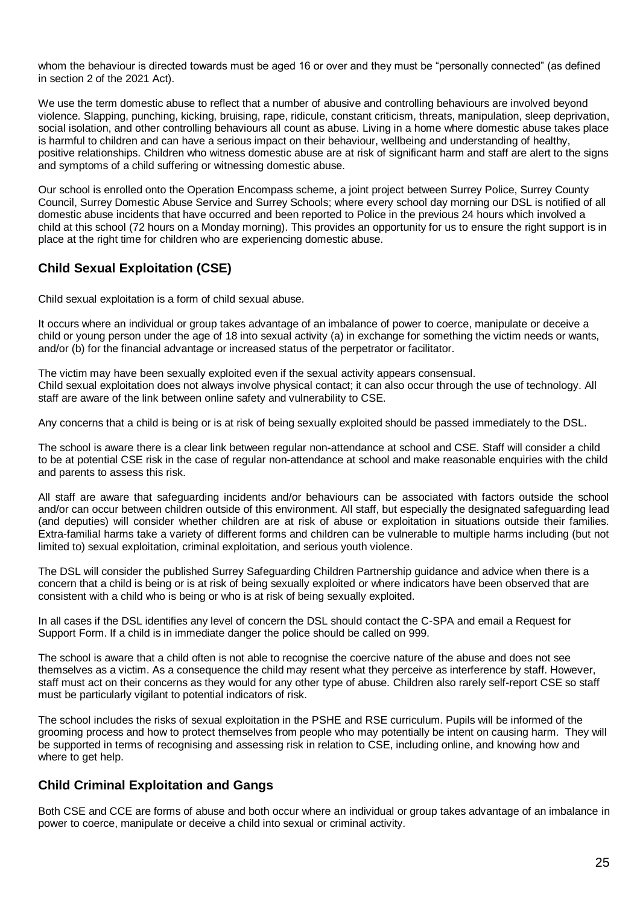whom the behaviour is directed towards must be aged 16 or over and they must be "personally connected" (as defined in section 2 of the 2021 Act).

We use the term domestic abuse to reflect that a number of abusive and controlling behaviours are involved beyond violence. Slapping, punching, kicking, bruising, rape, ridicule, constant criticism, threats, manipulation, sleep deprivation, social isolation, and other controlling behaviours all count as abuse. Living in a home where domestic abuse takes place is harmful to children and can have a serious impact on their behaviour, wellbeing and understanding of healthy, positive relationships. Children who witness domestic abuse are at risk of significant harm and staff are alert to the signs and symptoms of a child suffering or witnessing domestic abuse.

Our school is enrolled onto the Operation Encompass scheme, a joint project between Surrey Police, Surrey County Council, Surrey Domestic Abuse Service and Surrey Schools; where every school day morning our DSL is notified of all domestic abuse incidents that have occurred and been reported to Police in the previous 24 hours which involved a child at this school (72 hours on a Monday morning). This provides an opportunity for us to ensure the right support is in place at the right time for children who are experiencing domestic abuse.

## Child Sexual Exploitation (CSE)

Child sexual exploitation is a form of child sexual abuse.

It occurs where an individual or group takes advantage of an imbalance of power to coerce, manipulate or deceive a child or young person under the age of 18 into sexual activity (a) in exchange for something the victim needs or wants, and/or (b) for the financial advantage or increased status of the perpetrator or facilitator.

The victim may have been sexually exploited even if the sexual activity appears consensual.
Child sexual exploitation does not always involve physical contact; it can also occur through the use of technology. All staff are aware of the link between online safety and vulnerability to CSE.

Any concerns that a child is being or is at risk of being sexually exploited should be passed immediately to the DSL.

The school is aware there is a clear link between regular non-attendance at school and CSE. Staff will consider a child to be at potential CSE risk in the case of regular non-attendance at school and make reasonable enquiries with the child and parents to assess this risk.

All staff are aware that safeguarding incidents and/or behaviours can be associated with factors outside the school and/or can occur between children outside of this environment. All staff, but especially the designated safeguarding lead (and deputies) will consider whether children are at risk of abuse or exploitation in situations outside their families. Extra-familial harms take a variety of different forms and children can be vulnerable to multiple harms including (but not limited to) sexual exploitation, criminal exploitation, and serious youth violence.

The DSL will consider the published Surrey Safeguarding Children Partnership guidance and advice when there is a concern that a child is being or is at risk of being sexually exploited or where indicators have been observed that are consistent with a child who is being or who is at risk of being sexually exploited.

In all cases if the DSL identifies any level of concern the DSL should contact the C-SPA and email a Request for Support Form. If a child is in immediate danger the police should be called on 999.

The school is aware that a child often is not able to recognise the coercive nature of the abuse and does not see themselves as a victim. As a consequence the child may resent what they perceive as interference by staff. However, staff must act on their concerns as they would for any other type of abuse. Children also rarely self-report CSE so staff must be particularly vigilant to potential indicators of risk.

The school includes the risks of sexual exploitation in the PSHE and RSE curriculum. Pupils will be informed of the grooming process and how to protect themselves from people who may potentially be intent on causing harm. They will be supported in terms of recognising and assessing risk in relation to CSE, including online, and knowing how and where to get help.

## Child Criminal Exploitation and Gangs

Both CSE and CCE are forms of abuse and both occur where an individual or group takes advantage of an imbalance in power to coerce, manipulate or deceive a child into sexual or criminal activity.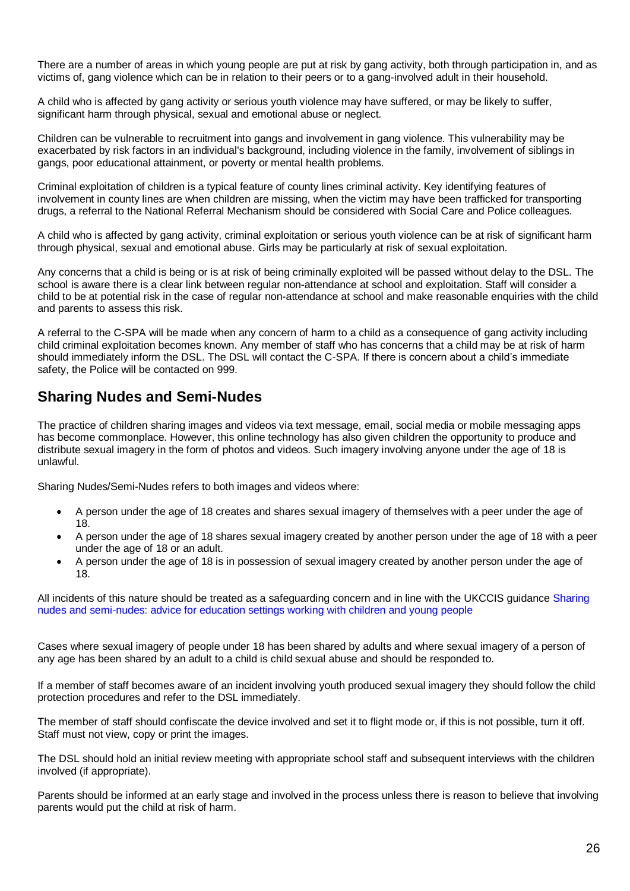There are a number of areas in which young people are put at risk by gang activity, both through participation in, and as victims of, gang violence which can be in relation to their peers or to a gang-involved adult in their household.

A child who is affected by gang activity or serious youth violence may have suffered, or may be likely to suffer, significant harm through physical, sexual and emotional abuse or neglect.

Children can be vulnerable to recruitment into gangs and involvement in gang violence. This vulnerability may be exacerbated by risk factors in an individual's background, including violence in the family, involvement of siblings in gangs, poor educational attainment, or poverty or mental health problems.

Criminal exploitation of children is a typical feature of county lines criminal activity. Key identifying features of involvement in county lines are when children are missing, when the victim may have been trafficked for transporting drugs, a referral to the National Referral Mechanism should be considered with Social Care and Police colleagues.

A child who is affected by gang activity, criminal exploitation or serious youth violence can be at risk of significant harm through physical, sexual and emotional abuse. Girls may be particularly at risk of sexual exploitation.

Any concerns that a child is being or is at risk of being criminally exploited will be passed without delay to the DSL. The school is aware there is a clear link between regular non-attendance at school and exploitation. Staff will consider a child to be at potential risk in the case of regular non-attendance at school and make reasonable enquiries with the child and parents to assess this risk.

A referral to the C-SPA will be made when any concern of harm to a child as a consequence of gang activity including child criminal exploitation becomes known. Any member of staff who has concerns that a child may be at risk of harm should immediately inform the DSL. The DSL will contact the C-SPA. If there is concern about a child's immediate safety, the Police will be contacted on 999.

## Sharing Nudes and Semi-Nudes

The practice of children sharing images and videos via text message, email, social media or mobile messaging apps has become commonplace. However, this online technology has also given children the opportunity to produce and distribute sexual imagery in the form of photos and videos. Such imagery involving anyone under the age of 18 is unlawful.

Sharing Nudes/Semi-Nudes refers to both images and videos where:

- A person under the age of 18 creates and shares sexual imagery of themselves with a peer under the age of 18.
- A person under the age of 18 shares sexual imagery created by another person under the age of 18 with a peer under the age of 18 or an adult.
- A person under the age of 18 is in possession of sexual imagery created by another person under the age of 18.

All incidents of this nature should be treated as a safeguarding concern and in line with the UKCCIS guidance Sharing nudes and semi-nudes: advice for education settings working with children and young people

Cases where sexual imagery of people under 18 has been shared by adults and where sexual imagery of a person of any age has been shared by an adult to a child is child sexual abuse and should be responded to.

If a member of staff becomes aware of an incident involving youth produced sexual imagery they should follow the child protection procedures and refer to the DSL immediately.

The member of staff should confiscate the device involved and set it to flight mode or, if this is not possible, turn it off. Staff must not view, copy or print the images.

The DSL should hold an initial review meeting with appropriate school staff and subsequent interviews with the children involved (if appropriate).

Parents should be informed at an early stage and involved in the process unless there is reason to believe that involving parents would put the child at risk of harm.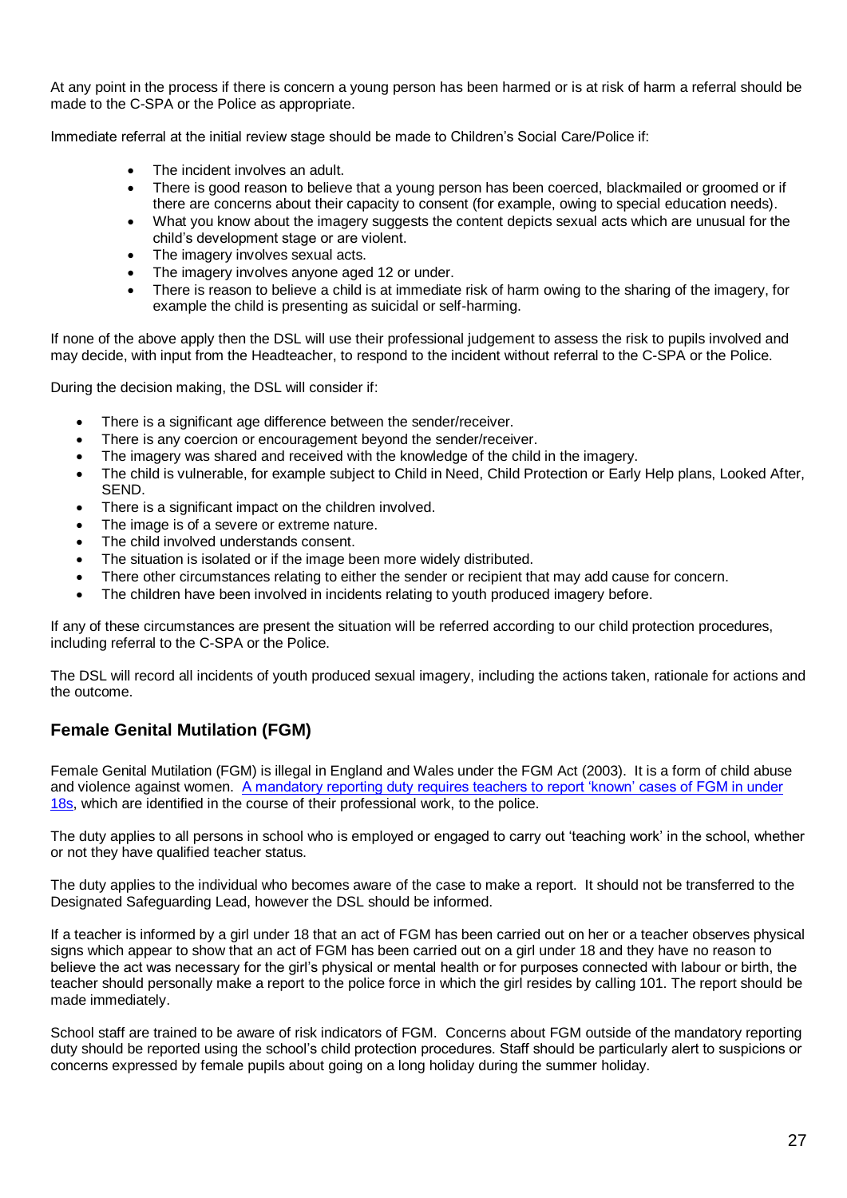At any point in the process if there is concern a young person has been harmed or is at risk of harm a referral should be made to the C-SPA or the Police as appropriate.

Immediate referral at the initial review stage should be made to Children's Social Care/Police if:

- The incident involves an adult.
- There is good reason to believe that a young person has been coerced, blackmailed or groomed or if there are concerns about their capacity to consent (for example, owing to special education needs).
- What you know about the imagery suggests the content depicts sexual acts which are unusual for the child's development stage or are violent.
- The imagery involves sexual acts.
- The imagery involves anyone aged 12 or under.
- There is reason to believe a child is at immediate risk of harm owing to the sharing of the imagery, for example the child is presenting as suicidal or self-harming.

If none of the above apply then the DSL will use their professional judgement to assess the risk to pupils involved and may decide, with input from the Headteacher, to respond to the incident without referral to the C-SPA or the Police.

During the decision making, the DSL will consider if:

- There is a significant age difference between the sender/receiver.
- There is any coercion or encouragement beyond the sender/receiver.
- The imagery was shared and received with the knowledge of the child in the imagery.
- The child is vulnerable, for example subject to Child in Need, Child Protection or Early Help plans, Looked After, SEND.
- There is a significant impact on the children involved.
- The image is of a severe or extreme nature.
- The child involved understands consent.
- The situation is isolated or if the image been more widely distributed.
- There other circumstances relating to either the sender or recipient that may add cause for concern.
- The children have been involved in incidents relating to youth produced imagery before.

If any of these circumstances are present the situation will be referred according to our child protection procedures, including referral to the C-SPA or the Police.

The DSL will record all incidents of youth produced sexual imagery, including the actions taken, rationale for actions and the outcome.

## Female Genital Mutilation (FGM)

Female Genital Mutilation (FGM) is illegal in England and Wales under the FGM Act (2003). It is a form of child abuse and violence against women. A mandatory reporting duty requires teachers to report 'known' cases of FGM in under 18s, which are identified in the course of their professional work, to the police.

The duty applies to all persons in school who is employed or engaged to carry out 'teaching work' in the school, whether or not they have qualified teacher status.

The duty applies to the individual who becomes aware of the case to make a report. It should not be transferred to the Designated Safeguarding Lead, however the DSL should be informed.

If a teacher is informed by a girl under 18 that an act of FGM has been carried out on her or a teacher observes physical signs which appear to show that an act of FGM has been carried out on a girl under 18 and they have no reason to believe the act was necessary for the girl's physical or mental health or for purposes connected with labour or birth, the teacher should personally make a report to the police force in which the girl resides by calling 101. The report should be made immediately.

School staff are trained to be aware of risk indicators of FGM. Concerns about FGM outside of the mandatory reporting duty should be reported using the school's child protection procedures. Staff should be particularly alert to suspicions or concerns expressed by female pupils about going on a long holiday during the summer holiday.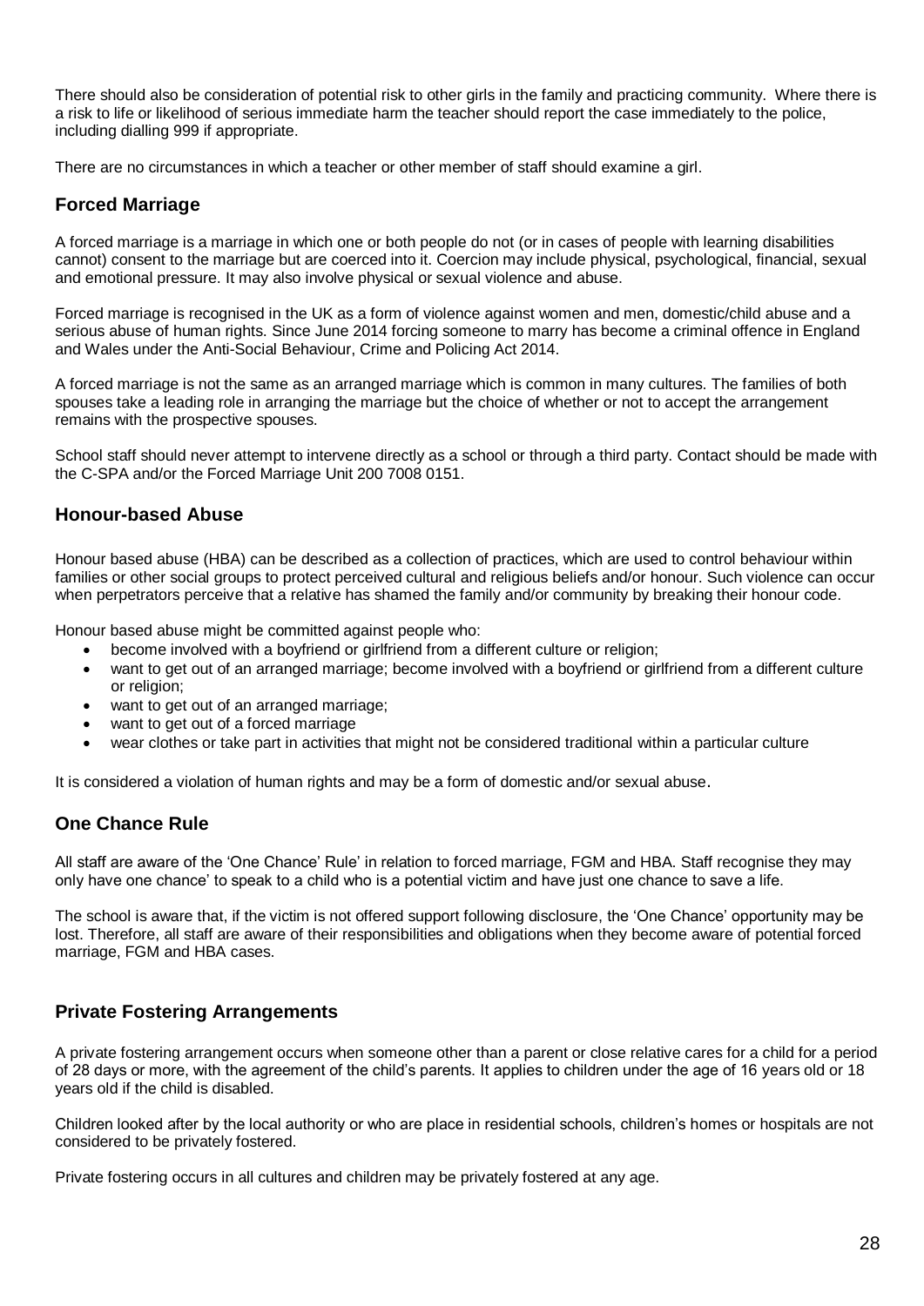There should also be consideration of potential risk to other girls in the family and practicing community. Where there is a risk to life or likelihood of serious immediate harm the teacher should report the case immediately to the police, including dialling 999 if appropriate.

There are no circumstances in which a teacher or other member of staff should examine a girl.

## Forced Marriage

A forced marriage is a marriage in which one or both people do not (or in cases of people with learning disabilities cannot) consent to the marriage but are coerced into it. Coercion may include physical, psychological, financial, sexual and emotional pressure. It may also involve physical or sexual violence and abuse.

Forced marriage is recognised in the UK as a form of violence against women and men, domestic/child abuse and a serious abuse of human rights. Since June 2014 forcing someone to marry has become a criminal offence in England and Wales under the Anti-Social Behaviour, Crime and Policing Act 2014.

A forced marriage is not the same as an arranged marriage which is common in many cultures. The families of both spouses take a leading role in arranging the marriage but the choice of whether or not to accept the arrangement remains with the prospective spouses.

School staff should never attempt to intervene directly as a school or through a third party. Contact should be made with the C-SPA and/or the Forced Marriage Unit 200 7008 0151.

## Honour-based Abuse

Honour based abuse (HBA) can be described as a collection of practices, which are used to control behaviour within families or other social groups to protect perceived cultural and religious beliefs and/or honour. Such violence can occur when perpetrators perceive that a relative has shamed the family and/or community by breaking their honour code.

Honour based abuse might be committed against people who:

- become involved with a boyfriend or girlfriend from a different culture or religion;
- want to get out of an arranged marriage; become involved with a boyfriend or girlfriend from a different culture or religion;
- want to get out of an arranged marriage;
- want to get out of a forced marriage
- wear clothes or take part in activities that might not be considered traditional within a particular culture

It is considered a violation of human rights and may be a form of domestic and/or sexual abuse.

## One Chance Rule

All staff are aware of the 'One Chance' Rule' in relation to forced marriage, FGM and HBA. Staff recognise they may only have one chance' to speak to a child who is a potential victim and have just one chance to save a life.

The school is aware that, if the victim is not offered support following disclosure, the 'One Chance' opportunity may be lost. Therefore, all staff are aware of their responsibilities and obligations when they become aware of potential forced marriage, FGM and HBA cases.

## Private Fostering Arrangements

A private fostering arrangement occurs when someone other than a parent or close relative cares for a child for a period of 28 days or more, with the agreement of the child's parents. It applies to children under the age of 16 years old or 18 years old if the child is disabled.

Children looked after by the local authority or who are place in residential schools, children's homes or hospitals are not considered to be privately fostered.

Private fostering occurs in all cultures and children may be privately fostered at any age.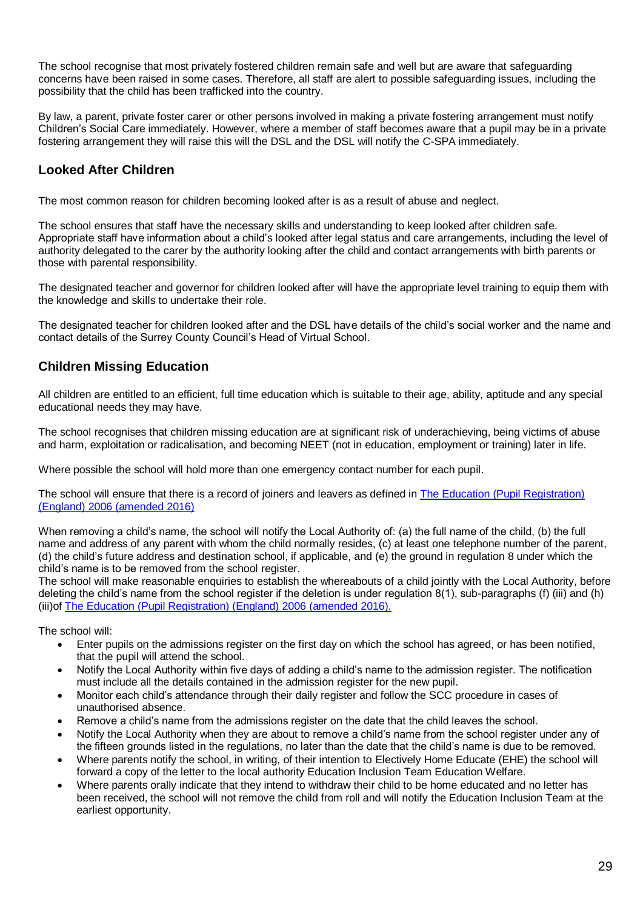The school recognise that most privately fostered children remain safe and well but are aware that safeguarding concerns have been raised in some cases. Therefore, all staff are alert to possible safeguarding issues, including the possibility that the child has been trafficked into the country.

By law, a parent, private foster carer or other persons involved in making a private fostering arrangement must notify Children's Social Care immediately. However, where a member of staff becomes aware that a pupil may be in a private fostering arrangement they will raise this will the DSL and the DSL will notify the C-SPA immediately.

## Looked After Children

The most common reason for children becoming looked after is as a result of abuse and neglect.

The school ensures that staff have the necessary skills and understanding to keep looked after children safe. Appropriate staff have information about a child's looked after legal status and care arrangements, including the level of authority delegated to the carer by the authority looking after the child and contact arrangements with birth parents or those with parental responsibility.

The designated teacher and governor for children looked after will have the appropriate level training to equip them with the knowledge and skills to undertake their role.

The designated teacher for children looked after and the DSL have details of the child's social worker and the name and contact details of the Surrey County Council's Head of Virtual School.

## Children Missing Education

All children are entitled to an efficient, full time education which is suitable to their age, ability, aptitude and any special educational needs they may have.

The school recognises that children missing education are at significant risk of underachieving, being victims of abuse and harm, exploitation or radicalisation, and becoming NEET (not in education, employment or training) later in life.

Where possible the school will hold more than one emergency contact number for each pupil.

The school will ensure that there is a record of joiners and leavers as defined in [The Education (Pupil Registration) (England) 2006 (amended 2016)]

When removing a child's name, the school will notify the Local Authority of: (a) the full name of the child, (b) the full name and address of any parent with whom the child normally resides, (c) at least one telephone number of the parent, (d) the child's future address and destination school, if applicable, and (e) the ground in regulation 8 under which the child's name is to be removed from the school register.
The school will make reasonable enquiries to establish the whereabouts of a child jointly with the Local Authority, before deleting the child's name from the school register if the deletion is under regulation 8(1), sub-paragraphs (f) (iii) and (h) (iii)of [The Education (Pupil Registration) (England) 2006 (amended 2016).]

The school will:

- Enter pupils on the admissions register on the first day on which the school has agreed, or has been notified, that the pupil will attend the school.
- Notify the Local Authority within five days of adding a child's name to the admission register. The notification must include all the details contained in the admission register for the new pupil.
- Monitor each child's attendance through their daily register and follow the SCC procedure in cases of unauthorised absence.
- Remove a child's name from the admissions register on the date that the child leaves the school.
- Notify the Local Authority when they are about to remove a child's name from the school register under any of the fifteen grounds listed in the regulations, no later than the date that the child's name is due to be removed.
- Where parents notify the school, in writing, of their intention to Electively Home Educate (EHE) the school will forward a copy of the letter to the local authority Education Inclusion Team Education Welfare.
- Where parents orally indicate that they intend to withdraw their child to be home educated and no letter has been received, the school will not remove the child from roll and will notify the Education Inclusion Team at the earliest opportunity.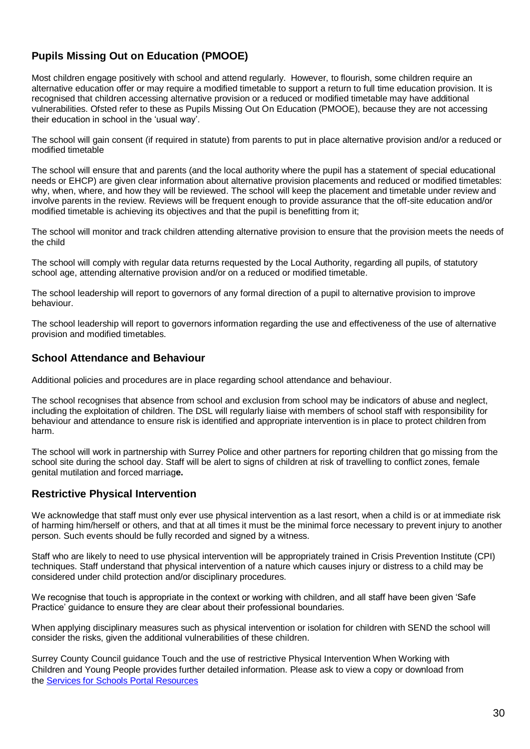## Pupils Missing Out on Education (PMOOE)

Most children engage positively with school and attend regularly. However, to flourish, some children require an alternative education offer or may require a modified timetable to support a return to full time education provision. It is recognised that children accessing alternative provision or a reduced or modified timetable may have additional vulnerabilities. Ofsted refer to these as Pupils Missing Out On Education (PMOOE), because they are not accessing their education in school in the 'usual way'.

The school will gain consent (if required in statute) from parents to put in place alternative provision and/or a reduced or modified timetable

The school will ensure that and parents (and the local authority where the pupil has a statement of special educational needs or EHCP) are given clear information about alternative provision placements and reduced or modified timetables: why, when, where, and how they will be reviewed. The school will keep the placement and timetable under review and involve parents in the review. Reviews will be frequent enough to provide assurance that the off-site education and/or modified timetable is achieving its objectives and that the pupil is benefitting from it;

The school will monitor and track children attending alternative provision to ensure that the provision meets the needs of the child

The school will comply with regular data returns requested by the Local Authority, regarding all pupils, of statutory school age, attending alternative provision and/or on a reduced or modified timetable.

The school leadership will report to governors of any formal direction of a pupil to alternative provision to improve behaviour.

The school leadership will report to governors information regarding the use and effectiveness of the use of alternative provision and modified timetables.

## School Attendance and Behaviour

Additional policies and procedures are in place regarding school attendance and behaviour.

The school recognises that absence from school and exclusion from school may be indicators of abuse and neglect, including the exploitation of children. The DSL will regularly liaise with members of school staff with responsibility for behaviour and attendance to ensure risk is identified and appropriate intervention is in place to protect children from harm.

The school will work in partnership with Surrey Police and other partners for reporting children that go missing from the school site during the school day. Staff will be alert to signs of children at risk of travelling to conflict zones, female genital mutilation and forced marriag**e.**

## Restrictive Physical Intervention

We acknowledge that staff must only ever use physical intervention as a last resort, when a child is or at immediate risk of harming him/herself or others, and that at all times it must be the minimal force necessary to prevent injury to another person. Such events should be fully recorded and signed by a witness.

Staff who are likely to need to use physical intervention will be appropriately trained in Crisis Prevention Institute (CPI) techniques. Staff understand that physical intervention of a nature which causes injury or distress to a child may be considered under child protection and/or disciplinary procedures.

We recognise that touch is appropriate in the context or working with children, and all staff have been given 'Safe Practice' guidance to ensure they are clear about their professional boundaries.

When applying disciplinary measures such as physical intervention or isolation for children with SEND the school will consider the risks, given the additional vulnerabilities of these children.

Surrey County Council guidance Touch and the use of restrictive Physical Intervention When Working with Children and Young People provides further detailed information. Please ask to view a copy or download from the Services for Schools Portal Resources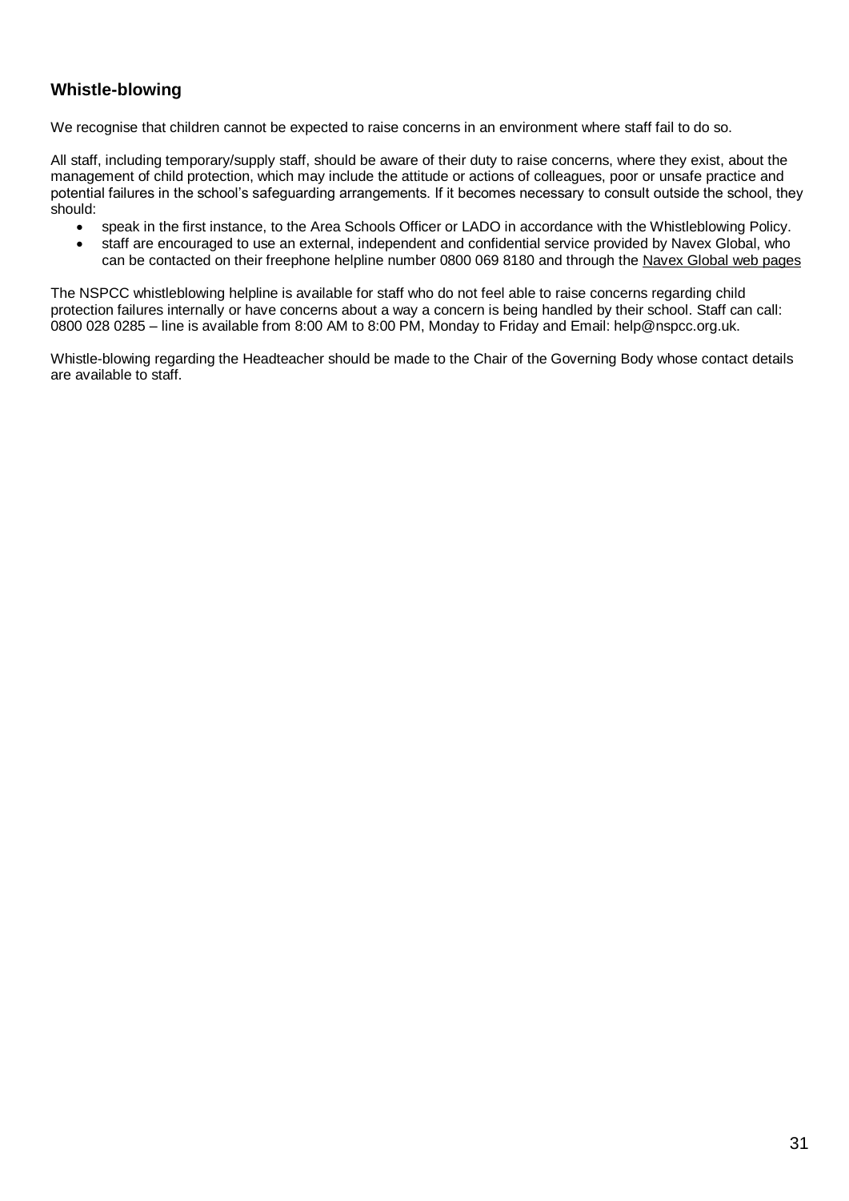## Whistle-blowing

We recognise that children cannot be expected to raise concerns in an environment where staff fail to do so.

All staff, including temporary/supply staff, should be aware of their duty to raise concerns, where they exist, about the management of child protection, which may include the attitude or actions of colleagues, poor or unsafe practice and potential failures in the school's safeguarding arrangements. If it becomes necessary to consult outside the school, they should:

- speak in the first instance, to the Area Schools Officer or LADO in accordance with the Whistleblowing Policy.
- staff are encouraged to use an external, independent and confidential service provided by Navex Global, who can be contacted on their freephone helpline number 0800 069 8180 and through the Navex Global web pages

The NSPCC whistleblowing helpline is available for staff who do not feel able to raise concerns regarding child protection failures internally or have concerns about a way a concern is being handled by their school. Staff can call: 0800 028 0285 – line is available from 8:00 AM to 8:00 PM, Monday to Friday and Email: help@nspcc.org.uk.

Whistle-blowing regarding the Headteacher should be made to the Chair of the Governing Body whose contact details are available to staff.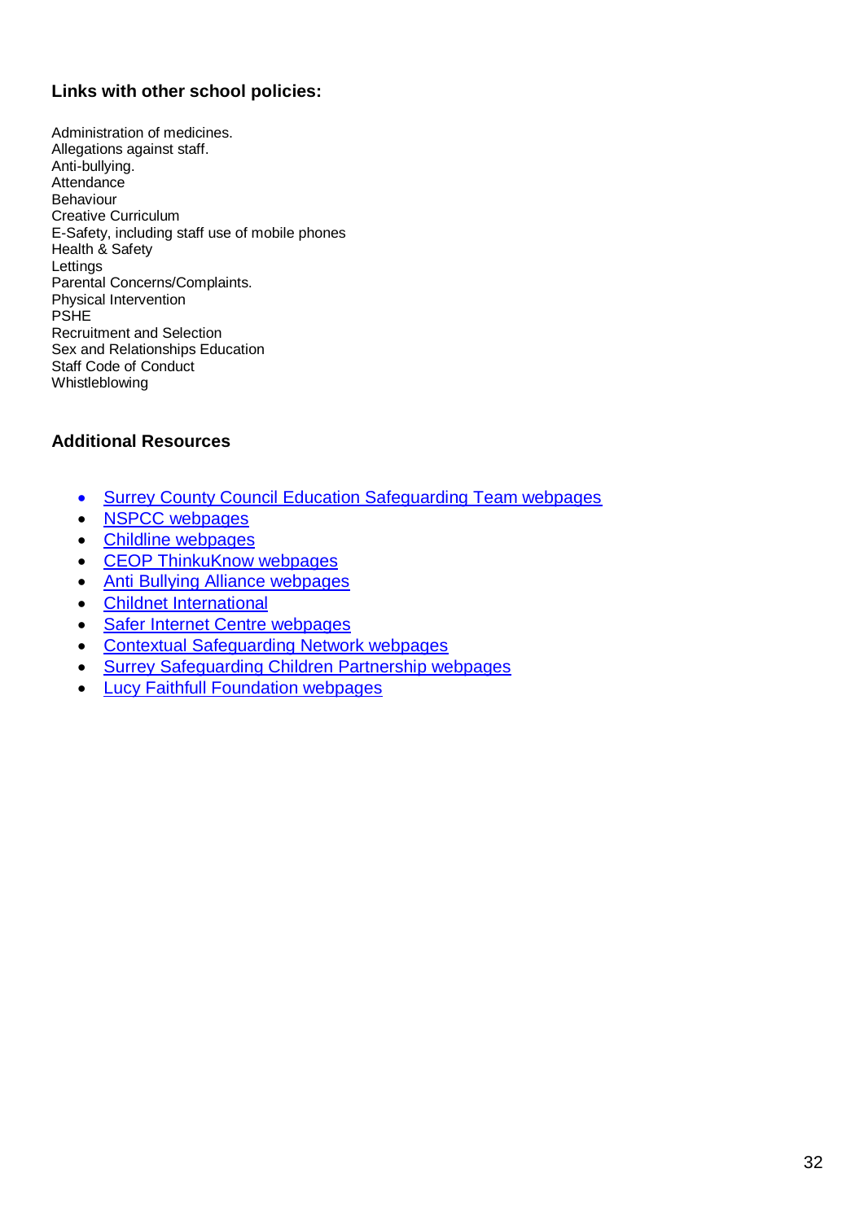### Links with other school policies:

Administration of medicines.
Allegations against staff.
Anti-bullying.
Attendance
Behaviour
Creative Curriculum
E-Safety, including staff use of mobile phones
Health & Safety
Lettings
Parental Concerns/Complaints.
Physical Intervention
PSHE
Recruitment and Selection
Sex and Relationships Education
Staff Code of Conduct
Whistleblowing

### Additional Resources

- Surrey County Council Education Safeguarding Team webpages
- NSPCC webpages
- Childline webpages
- CEOP ThinkuKnow webpages
- Anti Bullying Alliance webpages
- Childnet International
- Safer Internet Centre webpages
- Contextual Safeguarding Network webpages
- Surrey Safeguarding Children Partnership webpages
- Lucy Faithfull Foundation webpages